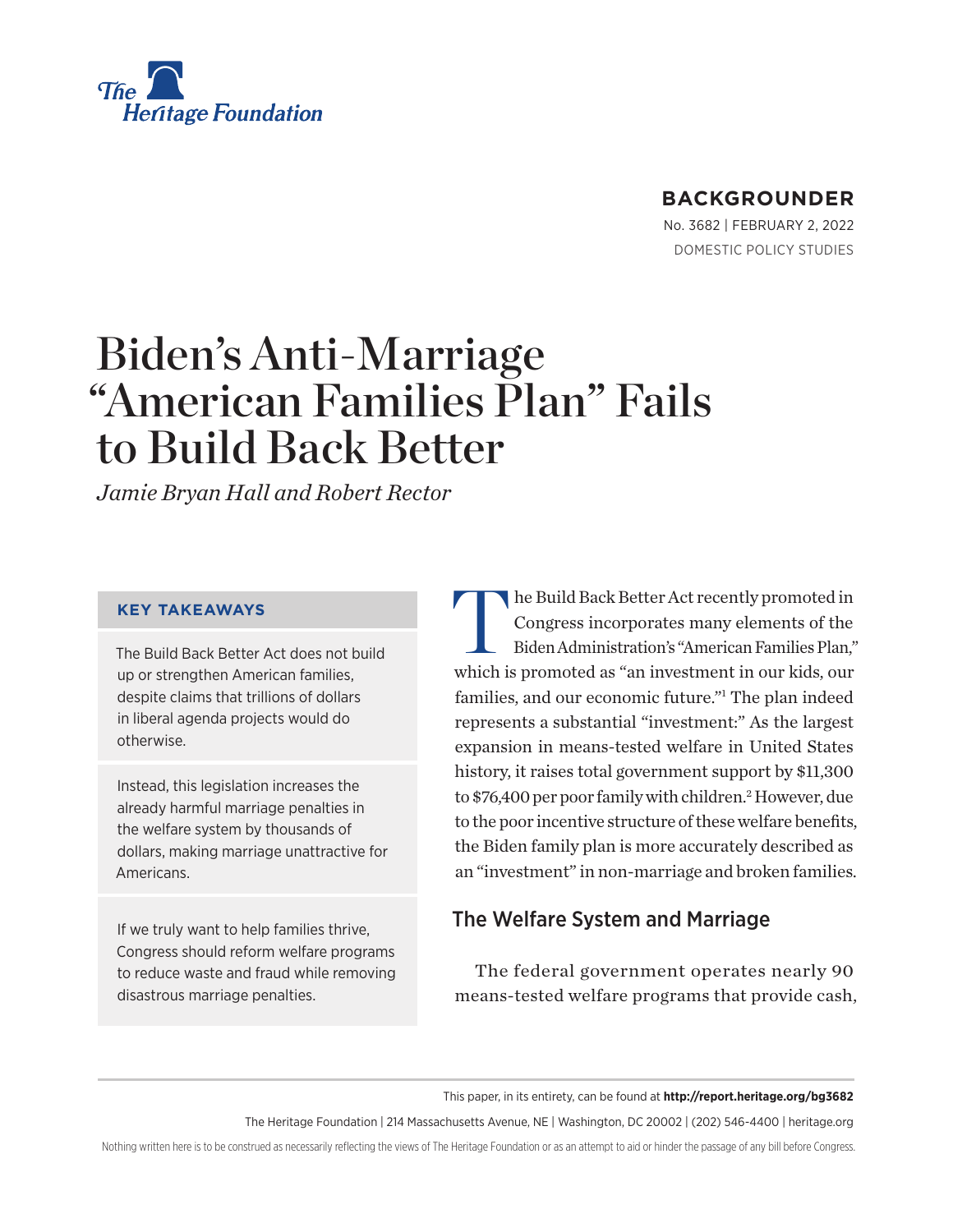The Heritage Foundation

# BACKGROUNDER

No. 3682 | February 2, 2022

DOMESTIC POLICY STUDIES

# Biden's Anti-Marriage "American Families Plan" Fails to Build Back Better

*Jamie Bryan Hall and Robert Rector*

### KEY TAKEAWAYS

The Build Back Better Act does not build up or strengthen American families, despite claims that trillions of dollars in liberal agenda projects would do otherwise.

Instead, this legislation increases the already harmful marriage penalties in the welfare system by thousands of dollars, making marriage unattractive for Americans.

If we truly want to help families thrive, Congress should reform welfare programs to reduce waste and fraud while removing disastrous marriage penalties.

The Build Back Better Act recently promoted in Congress incorporates many elements of the Biden Administration's "American Families Plan," which is promoted as "an investment in our kids, our families, and our economic future."[1] The plan indeed represents a substantial "investment:" As the largest expansion in means-tested welfare in United States history, it raises total government support by $11,300 to $76,400 per poor family with children.[2] However, due to the poor incentive structure of these welfare benefits, the Biden family plan is more accurately described as an "investment" in non-marriage and broken families.

## The Welfare System and Marriage

The federal government operates nearly 90 means-tested welfare programs that provide cash,

This paper, in its entirety, can be found at **http://report.heritage.org/bg3682**

The Heritage Foundation | 214 Massachusetts Avenue, NE | Washington, DC 20002 | (202) 546-4400 | heritage.org

Nothing written here is to be construed as necessarily reflecting the views of The Heritage Foundation or as an attempt to aid or hinder the passage of any bill before Congress.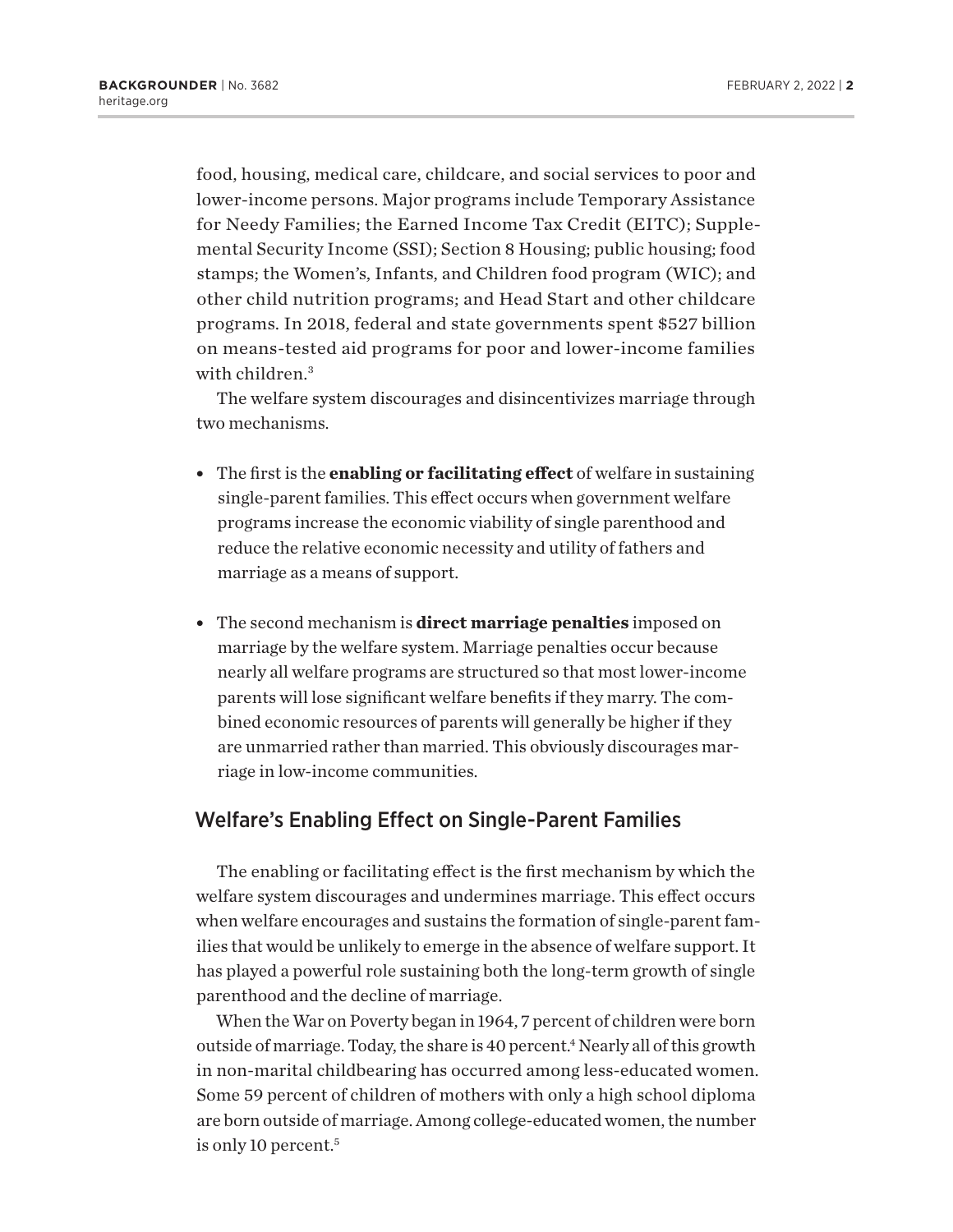food, housing, medical care, childcare, and social services to poor and lower-income persons. Major programs include Temporary Assistance for Needy Families; the Earned Income Tax Credit (EITC); Supplemental Security Income (SSI); Section 8 Housing; public housing; food stamps; the Women's, Infants, and Children food program (WIC); and other child nutrition programs; and Head Start and other childcare programs. In 2018, federal and state governments spent $527 billion on means-tested aid programs for poor and lower-income families with children.[3]

The welfare system discourages and disincentivizes marriage through two mechanisms.

- The first is the **enabling or facilitating effect** of welfare in sustaining single-parent families. This effect occurs when government welfare programs increase the economic viability of single parenthood and reduce the relative economic necessity and utility of fathers and marriage as a means of support.
- The second mechanism is **direct marriage penalties** imposed on marriage by the welfare system. Marriage penalties occur because nearly all welfare programs are structured so that most lower-income parents will lose significant welfare benefits if they marry. The combined economic resources of parents will generally be higher if they are unmarried rather than married. This obviously discourages marriage in low-income communities.

## Welfare's Enabling Effect on Single-Parent Families

The enabling or facilitating effect is the first mechanism by which the welfare system discourages and undermines marriage. This effect occurs when welfare encourages and sustains the formation of single-parent families that would be unlikely to emerge in the absence of welfare support. It has played a powerful role sustaining both the long-term growth of single parenthood and the decline of marriage.

When the War on Poverty began in 1964, 7 percent of children were born outside of marriage. Today, the share is 40 percent.[4] Nearly all of this growth in non-marital childbearing has occurred among less-educated women. Some 59 percent of children of mothers with only a high school diploma are born outside of marriage. Among college-educated women, the number is only 10 percent.[5]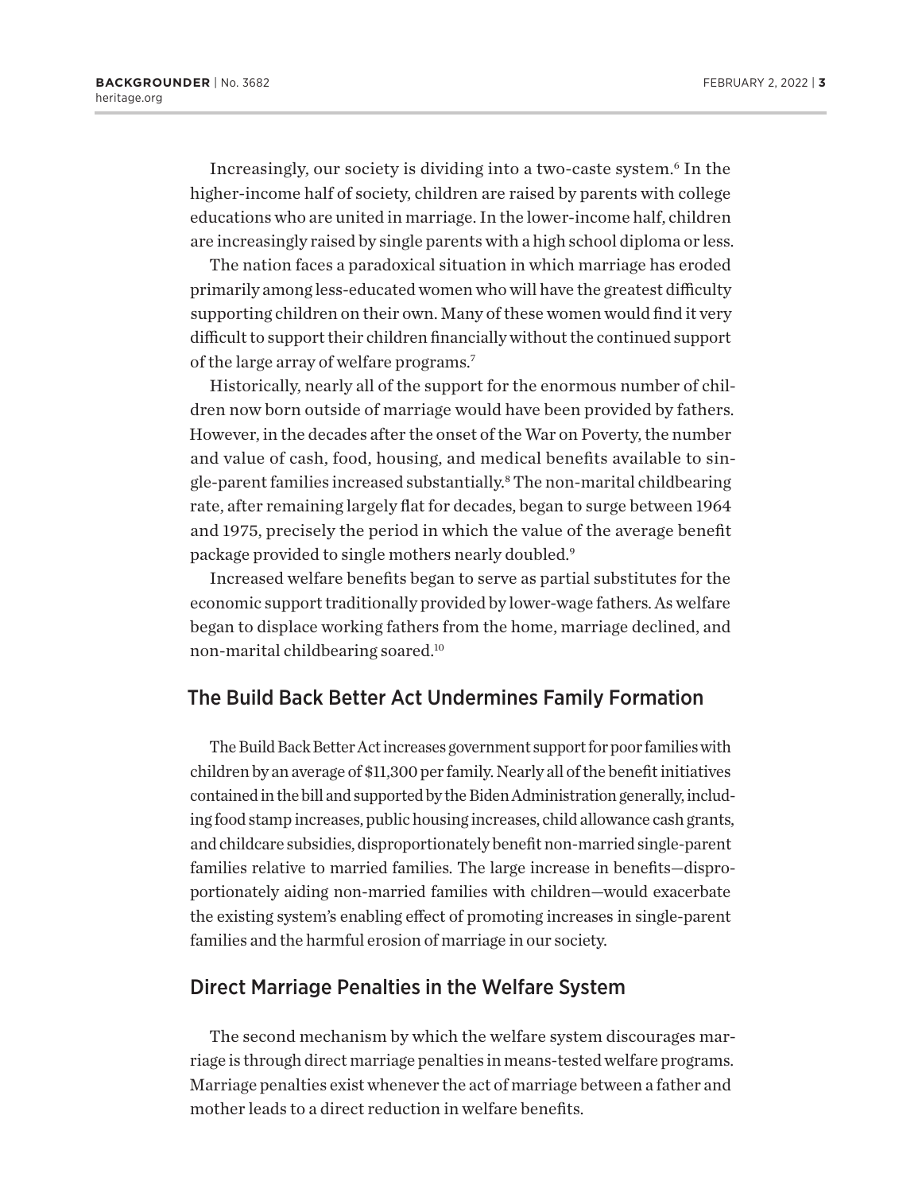Increasingly, our society is dividing into a two-caste system.[6] In the higher-income half of society, children are raised by parents with college educations who are united in marriage. In the lower-income half, children are increasingly raised by single parents with a high school diploma or less.

The nation faces a paradoxical situation in which marriage has eroded primarily among less-educated women who will have the greatest difficulty supporting children on their own. Many of these women would find it very difficult to support their children financially without the continued support of the large array of welfare programs.[7]

Historically, nearly all of the support for the enormous number of children now born outside of marriage would have been provided by fathers. However, in the decades after the onset of the War on Poverty, the number and value of cash, food, housing, and medical benefits available to single-parent families increased substantially.[8] The non-marital childbearing rate, after remaining largely flat for decades, began to surge between 1964 and 1975, precisely the period in which the value of the average benefit package provided to single mothers nearly doubled.[9]

Increased welfare benefits began to serve as partial substitutes for the economic support traditionally provided by lower-wage fathers. As welfare began to displace working fathers from the home, marriage declined, and non-marital childbearing soared.[10]

## The Build Back Better Act Undermines Family Formation

The Build Back Better Act increases government support for poor families with children by an average of $11,300 per family. Nearly all of the benefit initiatives contained in the bill and supported by the Biden Administration generally, including food stamp increases, public housing increases, child allowance cash grants, and childcare subsidies, disproportionately benefit non-married single-parent families relative to married families. The large increase in benefits—disproportionately aiding non-married families with children—would exacerbate the existing system's enabling effect of promoting increases in single-parent families and the harmful erosion of marriage in our society.

## Direct Marriage Penalties in the Welfare System

The second mechanism by which the welfare system discourages marriage is through direct marriage penalties in means-tested welfare programs. Marriage penalties exist whenever the act of marriage between a father and mother leads to a direct reduction in welfare benefits.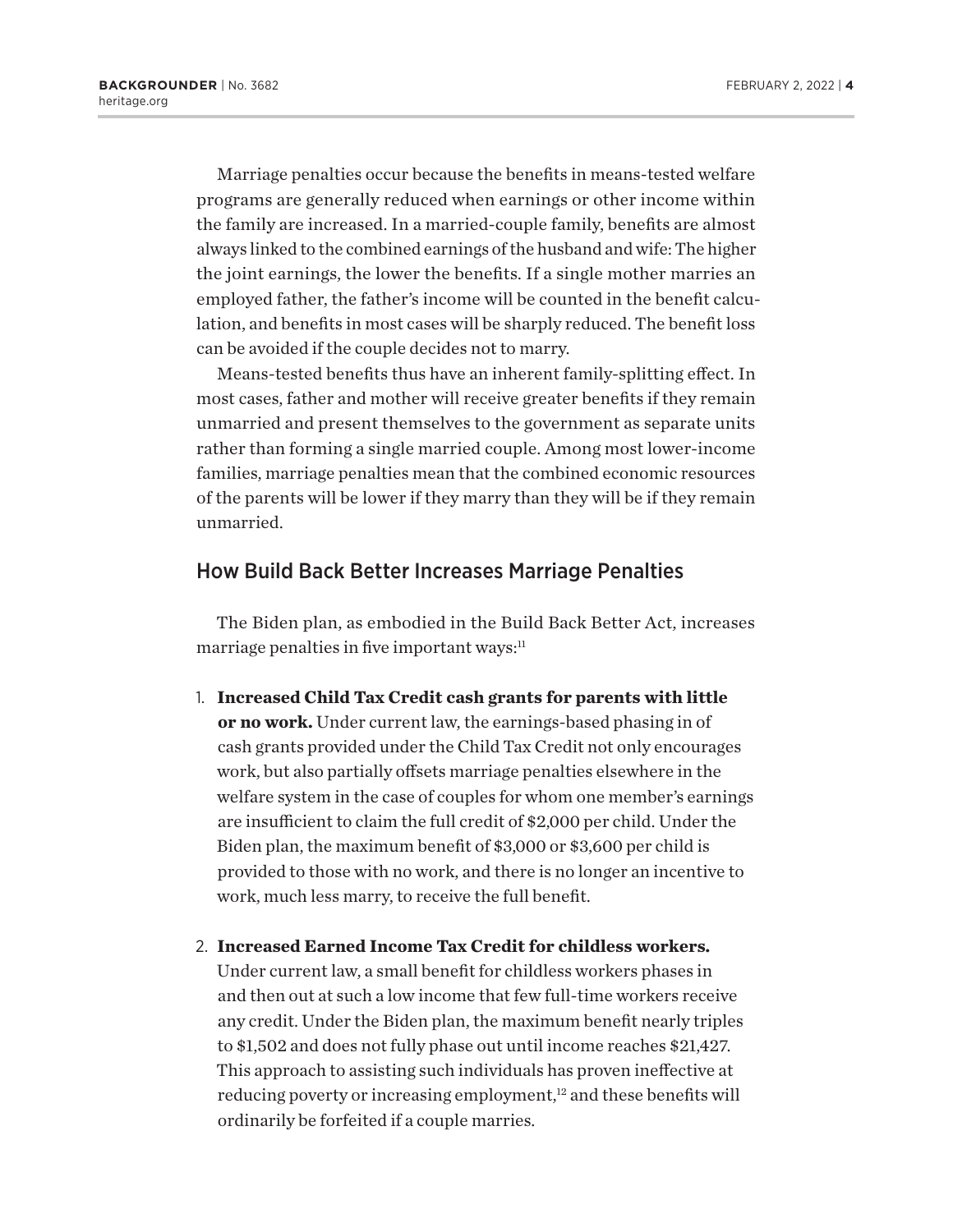Marriage penalties occur because the benefits in means-tested welfare programs are generally reduced when earnings or other income within the family are increased. In a married-couple family, benefits are almost always linked to the combined earnings of the husband and wife: The higher the joint earnings, the lower the benefits. If a single mother marries an employed father, the father's income will be counted in the benefit calculation, and benefits in most cases will be sharply reduced. The benefit loss can be avoided if the couple decides not to marry.

Means-tested benefits thus have an inherent family-splitting effect. In most cases, father and mother will receive greater benefits if they remain unmarried and present themselves to the government as separate units rather than forming a single married couple. Among most lower-income families, marriage penalties mean that the combined economic resources of the parents will be lower if they marry than they will be if they remain unmarried.

## How Build Back Better Increases Marriage Penalties

The Biden plan, as embodied in the Build Back Better Act, increases marriage penalties in five important ways:[11]

1. **Increased Child Tax Credit cash grants for parents with little or no work.** Under current law, the earnings-based phasing in of cash grants provided under the Child Tax Credit not only encourages work, but also partially offsets marriage penalties elsewhere in the welfare system in the case of couples for whom one member's earnings are insufficient to claim the full credit of $2,000 per child. Under the Biden plan, the maximum benefit of $3,000 or $3,600 per child is provided to those with no work, and there is no longer an incentive to work, much less marry, to receive the full benefit.

2. **Increased Earned Income Tax Credit for childless workers.** Under current law, a small benefit for childless workers phases in and then out at such a low income that few full-time workers receive any credit. Under the Biden plan, the maximum benefit nearly triples to $1,502 and does not fully phase out until income reaches $21,427. This approach to assisting such individuals has proven ineffective at reducing poverty or increasing employment,[12] and these benefits will ordinarily be forfeited if a couple marries.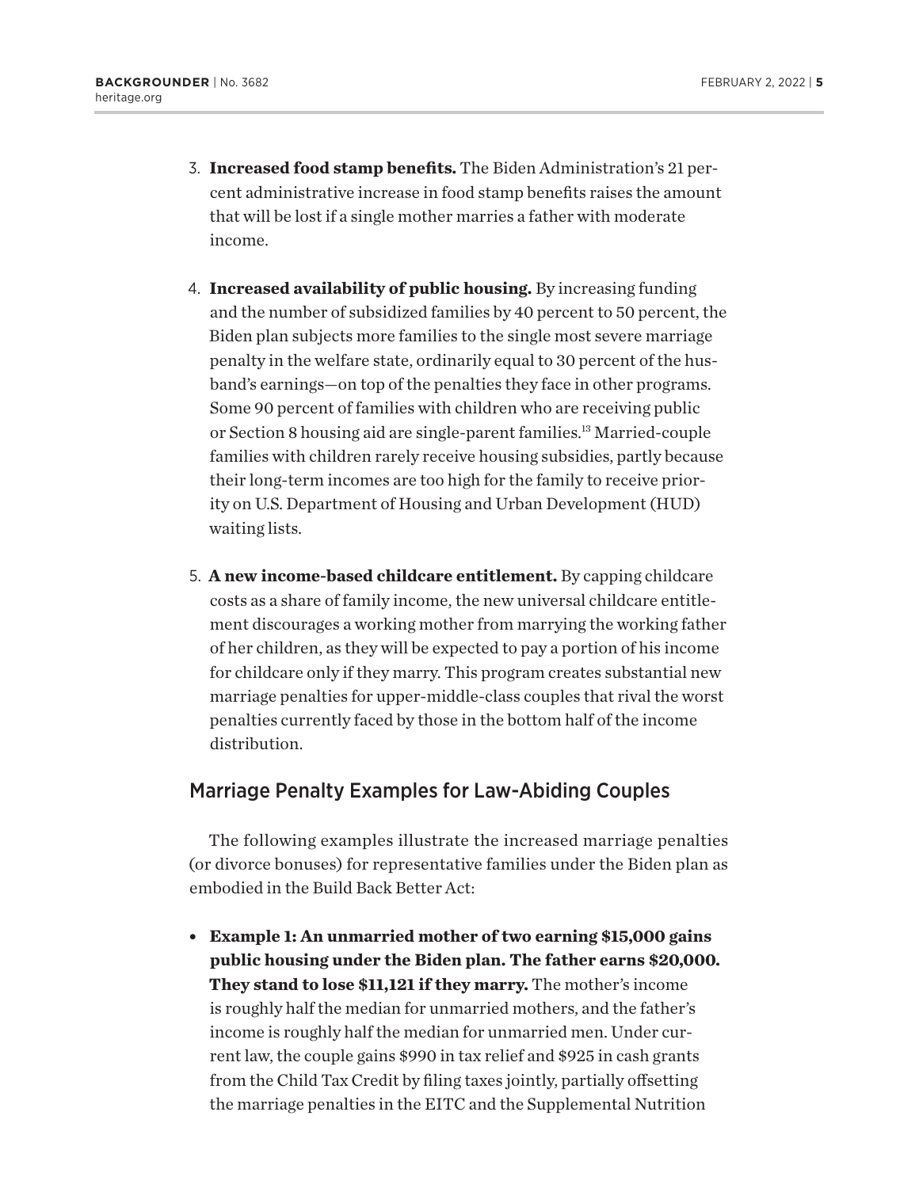3. **Increased food stamp benefits.** The Biden Administration's 21 percent administrative increase in food stamp benefits raises the amount that will be lost if a single mother marries a father with moderate income.

4. **Increased availability of public housing.** By increasing funding and the number of subsidized families by 40 percent to 50 percent, the Biden plan subjects more families to the single most severe marriage penalty in the welfare state, ordinarily equal to 30 percent of the husband's earnings—on top of the penalties they face in other programs. Some 90 percent of families with children who are receiving public or Section 8 housing aid are single-parent families.[13] Married-couple families with children rarely receive housing subsidies, partly because their long-term incomes are too high for the family to receive priority on U.S. Department of Housing and Urban Development (HUD) waiting lists.

5. **A new income-based childcare entitlement.** By capping childcare costs as a share of family income, the new universal childcare entitlement discourages a working mother from marrying the working father of her children, as they will be expected to pay a portion of his income for childcare only if they marry. This program creates substantial new marriage penalties for upper-middle-class couples that rival the worst penalties currently faced by those in the bottom half of the income distribution.

## Marriage Penalty Examples for Law-Abiding Couples

The following examples illustrate the increased marriage penalties (or divorce bonuses) for representative families under the Biden plan as embodied in the Build Back Better Act:

- **Example 1: An unmarried mother of two earning $15,000 gains public housing under the Biden plan. The father earns $20,000. They stand to lose $11,121 if they marry.** The mother's income is roughly half the median for unmarried mothers, and the father's income is roughly half the median for unmarried men. Under current law, the couple gains $990 in tax relief and $925 in cash grants from the Child Tax Credit by filing taxes jointly, partially offsetting the marriage penalties in the EITC and the Supplemental Nutrition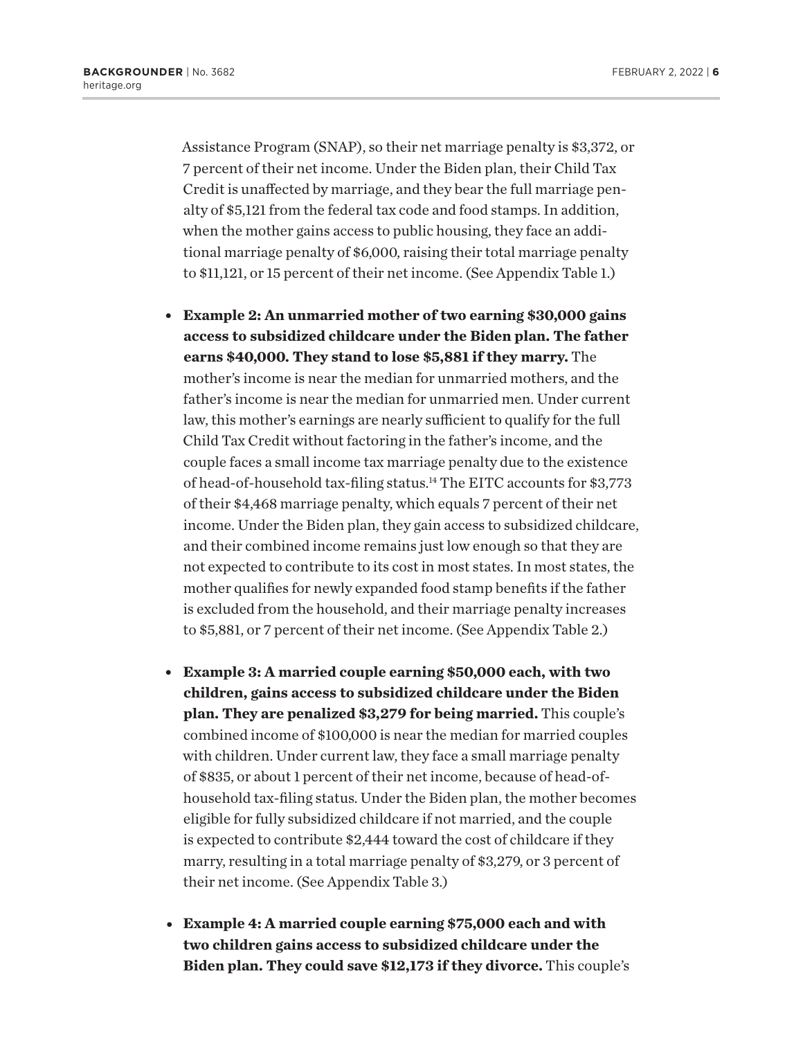Assistance Program (SNAP), so their net marriage penalty is $3,372, or 7 percent of their net income. Under the Biden plan, their Child Tax Credit is unaffected by marriage, and they bear the full marriage penalty of $5,121 from the federal tax code and food stamps. In addition, when the mother gains access to public housing, they face an additional marriage penalty of $6,000, raising their total marriage penalty to $11,121, or 15 percent of their net income. (See Appendix Table 1.)

- **Example 2: An unmarried mother of two earning $30,000 gains access to subsidized childcare under the Biden plan. The father earns $40,000. They stand to lose $5,881 if they marry.** The mother's income is near the median for unmarried mothers, and the father's income is near the median for unmarried men. Under current law, this mother's earnings are nearly sufficient to qualify for the full Child Tax Credit without factoring in the father's income, and the couple faces a small income tax marriage penalty due to the existence of head-of-household tax-filing status.[14] The EITC accounts for $3,773 of their $4,468 marriage penalty, which equals 7 percent of their net income. Under the Biden plan, they gain access to subsidized childcare, and their combined income remains just low enough so that they are not expected to contribute to its cost in most states. In most states, the mother qualifies for newly expanded food stamp benefits if the father is excluded from the household, and their marriage penalty increases to $5,881, or 7 percent of their net income. (See Appendix Table 2.)

- **Example 3: A married couple earning $50,000 each, with two children, gains access to subsidized childcare under the Biden plan. They are penalized $3,279 for being married.** This couple's combined income of $100,000 is near the median for married couples with children. Under current law, they face a small marriage penalty of $835, or about 1 percent of their net income, because of head-of-household tax-filing status. Under the Biden plan, the mother becomes eligible for fully subsidized childcare if not married, and the couple is expected to contribute $2,444 toward the cost of childcare if they marry, resulting in a total marriage penalty of $3,279, or 3 percent of their net income. (See Appendix Table 3.)

- **Example 4: A married couple earning $75,000 each and with two children gains access to subsidized childcare under the Biden plan. They could save $12,173 if they divorce.** This couple's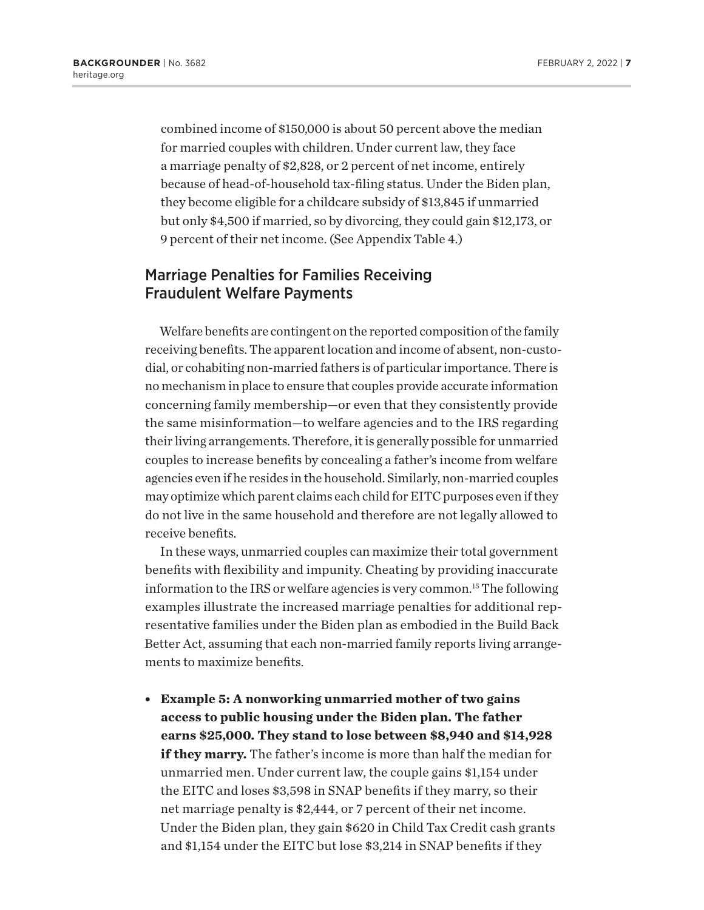combined income of $150,000 is about 50 percent above the median for married couples with children. Under current law, they face a marriage penalty of $2,828, or 2 percent of net income, entirely because of head-of-household tax-filing status. Under the Biden plan, they become eligible for a childcare subsidy of $13,845 if unmarried but only $4,500 if married, so by divorcing, they could gain $12,173, or 9 percent of their net income. (See Appendix Table 4.)

## Marriage Penalties for Families Receiving Fraudulent Welfare Payments

Welfare benefits are contingent on the reported composition of the family receiving benefits. The apparent location and income of absent, non-custodial, or cohabiting non-married fathers is of particular importance. There is no mechanism in place to ensure that couples provide accurate information concerning family membership—or even that they consistently provide the same misinformation—to welfare agencies and to the IRS regarding their living arrangements. Therefore, it is generally possible for unmarried couples to increase benefits by concealing a father's income from welfare agencies even if he resides in the household. Similarly, non-married couples may optimize which parent claims each child for EITC purposes even if they do not live in the same household and therefore are not legally allowed to receive benefits.

In these ways, unmarried couples can maximize their total government benefits with flexibility and impunity. Cheating by providing inaccurate information to the IRS or welfare agencies is very common.[15] The following examples illustrate the increased marriage penalties for additional representative families under the Biden plan as embodied in the Build Back Better Act, assuming that each non-married family reports living arrangements to maximize benefits.

- **Example 5: A nonworking unmarried mother of two gains access to public housing under the Biden plan. The father earns $25,000. They stand to lose between $8,940 and $14,928 if they marry.** The father's income is more than half the median for unmarried men. Under current law, the couple gains $1,154 under the EITC and loses $3,598 in SNAP benefits if they marry, so their net marriage penalty is $2,444, or 7 percent of their net income. Under the Biden plan, they gain $620 in Child Tax Credit cash grants and $1,154 under the EITC but lose $3,214 in SNAP benefits if they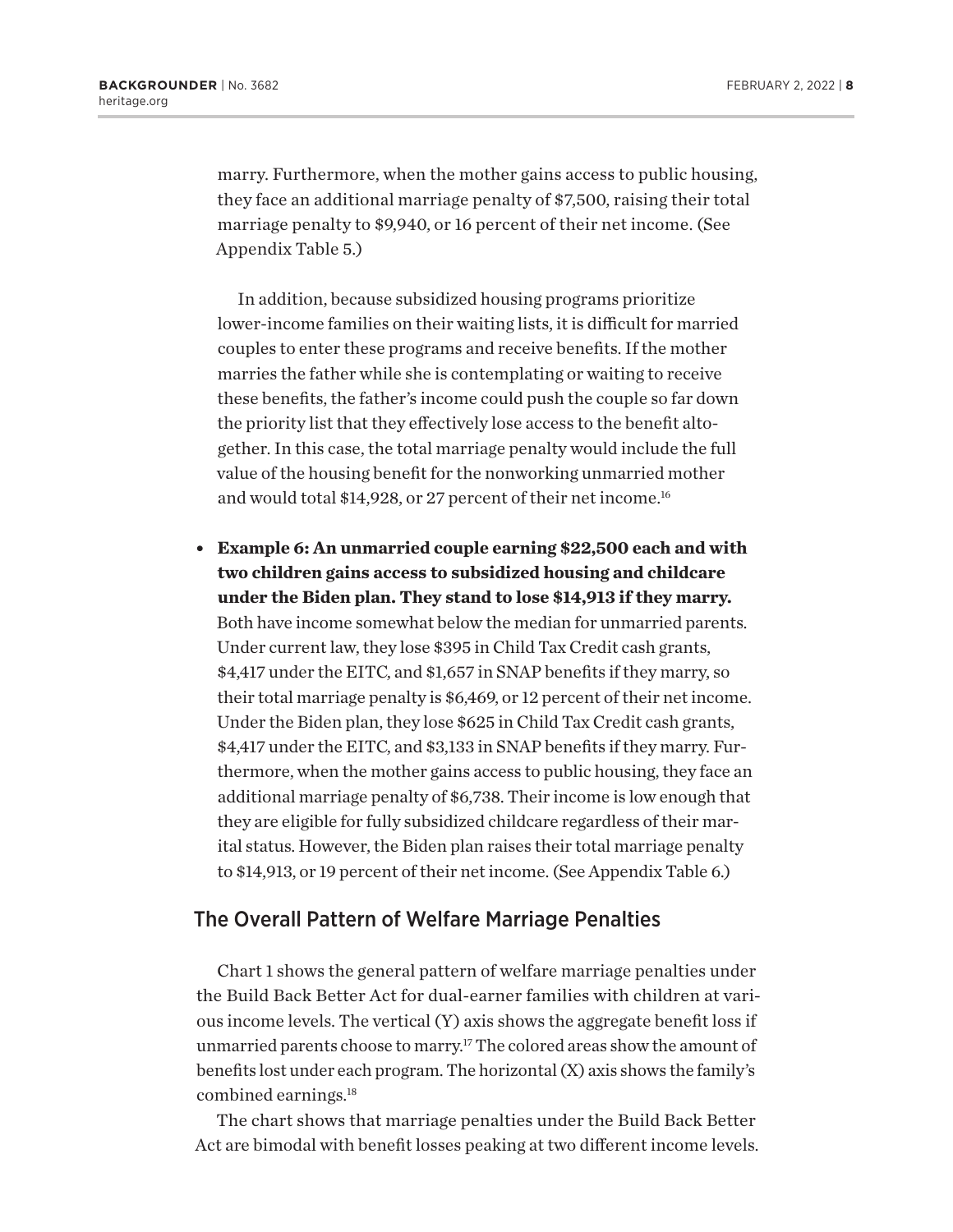marry. Furthermore, when the mother gains access to public housing, they face an additional marriage penalty of $7,500, raising their total marriage penalty to $9,940, or 16 percent of their net income. (See Appendix Table 5.)

In addition, because subsidized housing programs prioritize lower-income families on their waiting lists, it is difficult for married couples to enter these programs and receive benefits. If the mother marries the father while she is contemplating or waiting to receive these benefits, the father's income could push the couple so far down the priority list that they effectively lose access to the benefit altogether. In this case, the total marriage penalty would include the full value of the housing benefit for the nonworking unmarried mother and would total $14,928, or 27 percent of their net income.[16]

- **Example 6: An unmarried couple earning $22,500 each and with two children gains access to subsidized housing and childcare under the Biden plan. They stand to lose $14,913 if they marry.** Both have income somewhat below the median for unmarried parents. Under current law, they lose $395 in Child Tax Credit cash grants, $4,417 under the EITC, and $1,657 in SNAP benefits if they marry, so their total marriage penalty is $6,469, or 12 percent of their net income. Under the Biden plan, they lose $625 in Child Tax Credit cash grants, $4,417 under the EITC, and $3,133 in SNAP benefits if they marry. Furthermore, when the mother gains access to public housing, they face an additional marriage penalty of $6,738. Their income is low enough that they are eligible for fully subsidized childcare regardless of their marital status. However, the Biden plan raises their total marriage penalty to $14,913, or 19 percent of their net income. (See Appendix Table 6.)

## The Overall Pattern of Welfare Marriage Penalties

Chart 1 shows the general pattern of welfare marriage penalties under the Build Back Better Act for dual-earner families with children at various income levels. The vertical (Y) axis shows the aggregate benefit loss if unmarried parents choose to marry.[17] The colored areas show the amount of benefits lost under each program. The horizontal (X) axis shows the family's combined earnings.[18]

The chart shows that marriage penalties under the Build Back Better Act are bimodal with benefit losses peaking at two different income levels.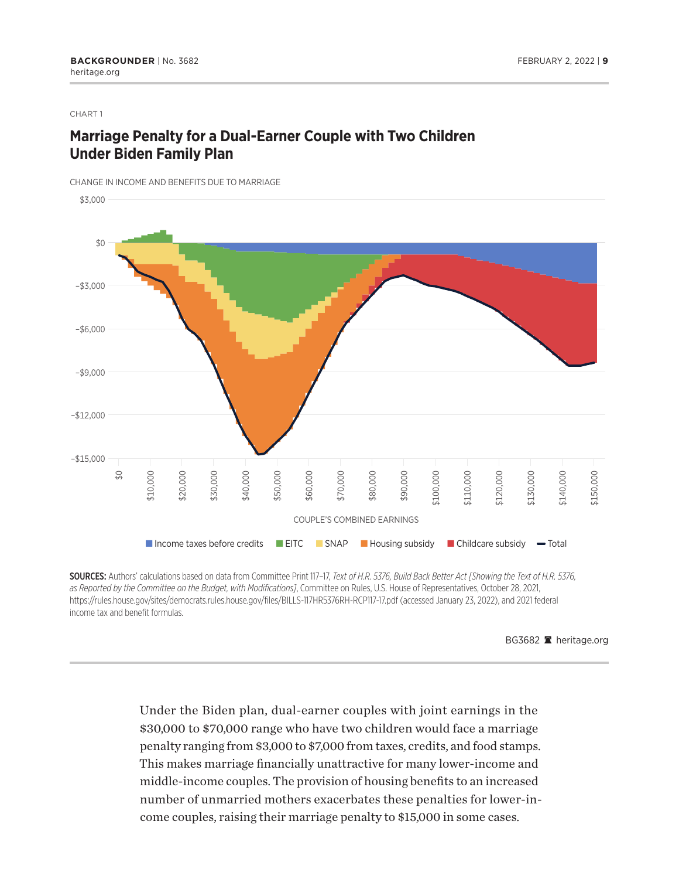CHART 1

## Marriage Penalty for a Dual-Earner Couple with Two Children Under Biden Family Plan

CHANGE IN INCOME AND BENEFITS DUE TO MARRIAGE

COUPLE'S COMBINED EARNINGS

Income taxes before credits | EITC | SNAP | Housing subsidy | Childcare subsidy | Total

**SOURCES:** Authors' calculations based on data from Committee Print 117–17, *Text of H.R. 5376, Build Back Better Act [Showing the Text of H.R. 5376, as Reported by the Committee on the Budget, with Modifications]*, Committee on Rules, U.S. House of Representatives, October 28, 2021, https://rules.house.gov/sites/democrats.rules.house.gov/files/BILLS-117HR5376RH-RCP117-17.pdf (accessed January 23, 2022), and 2021 federal income tax and benefit formulas.

BG3682 heritage.org

Under the Biden plan, dual-earner couples with joint earnings in the $30,000 to $70,000 range who have two children would face a marriage penalty ranging from $3,000 to $7,000 from taxes, credits, and food stamps. This makes marriage financially unattractive for many lower-income and middle-income couples. The provision of housing benefits to an increased number of unmarried mothers exacerbates these penalties for lower-income couples, raising their marriage penalty to $15,000 in some cases.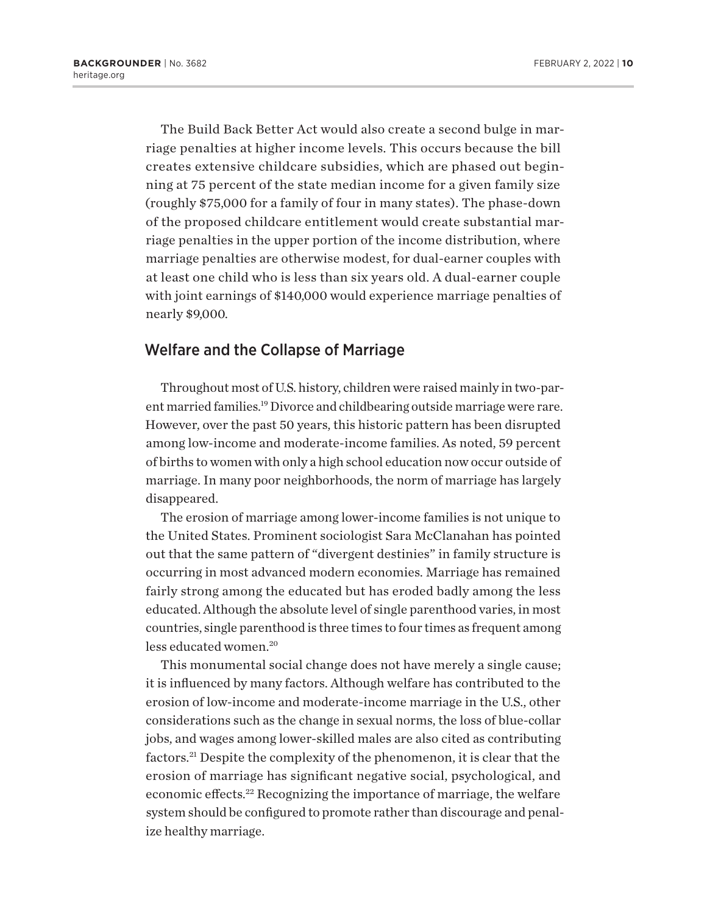The Build Back Better Act would also create a second bulge in marriage penalties at higher income levels. This occurs because the bill creates extensive childcare subsidies, which are phased out beginning at 75 percent of the state median income for a given family size (roughly $75,000 for a family of four in many states). The phase-down of the proposed childcare entitlement would create substantial marriage penalties in the upper portion of the income distribution, where marriage penalties are otherwise modest, for dual-earner couples with at least one child who is less than six years old. A dual-earner couple with joint earnings of $140,000 would experience marriage penalties of nearly $9,000.

## Welfare and the Collapse of Marriage

Throughout most of U.S. history, children were raised mainly in two-parent married families.[19] Divorce and childbearing outside marriage were rare. However, over the past 50 years, this historic pattern has been disrupted among low-income and moderate-income families. As noted, 59 percent of births to women with only a high school education now occur outside of marriage. In many poor neighborhoods, the norm of marriage has largely disappeared.

The erosion of marriage among lower-income families is not unique to the United States. Prominent sociologist Sara McClanahan has pointed out that the same pattern of "divergent destinies" in family structure is occurring in most advanced modern economies. Marriage has remained fairly strong among the educated but has eroded badly among the less educated. Although the absolute level of single parenthood varies, in most countries, single parenthood is three times to four times as frequent among less educated women.[20]

This monumental social change does not have merely a single cause; it is influenced by many factors. Although welfare has contributed to the erosion of low-income and moderate-income marriage in the U.S., other considerations such as the change in sexual norms, the loss of blue-collar jobs, and wages among lower-skilled males are also cited as contributing factors.[21] Despite the complexity of the phenomenon, it is clear that the erosion of marriage has significant negative social, psychological, and economic effects.[22] Recognizing the importance of marriage, the welfare system should be configured to promote rather than discourage and penalize healthy marriage.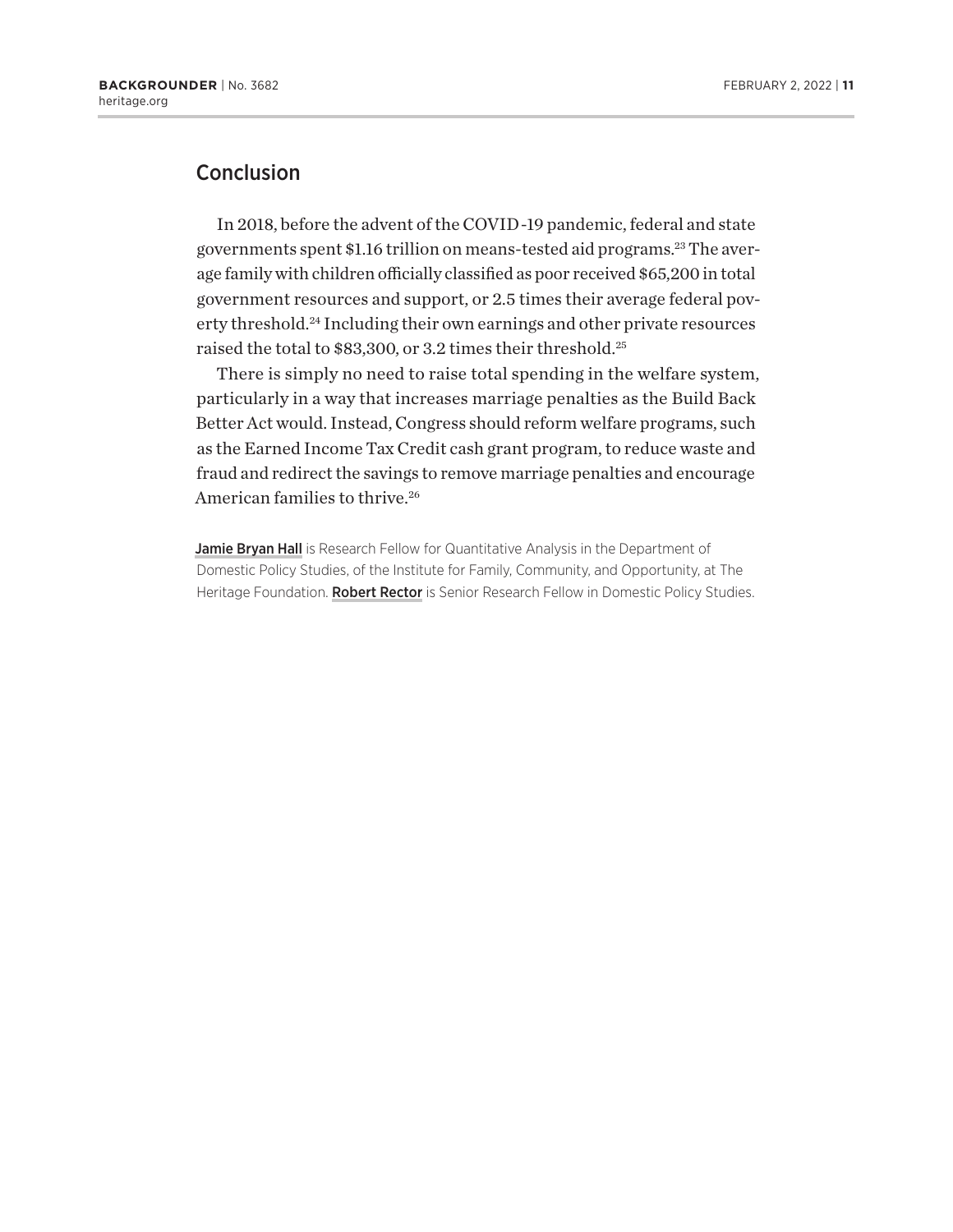## Conclusion

In 2018, before the advent of the COVID-19 pandemic, federal and state governments spent $1.16 trillion on means-tested aid programs.[23] The average family with children officially classified as poor received $65,200 in total government resources and support, or 2.5 times their average federal poverty threshold.[24] Including their own earnings and other private resources raised the total to $83,300, or 3.2 times their threshold.[25]

There is simply no need to raise total spending in the welfare system, particularly in a way that increases marriage penalties as the Build Back Better Act would. Instead, Congress should reform welfare programs, such as the Earned Income Tax Credit cash grant program, to reduce waste and fraud and redirect the savings to remove marriage penalties and encourage American families to thrive.[26]

**Jamie Bryan Hall** is Research Fellow for Quantitative Analysis in the Department of Domestic Policy Studies, of the Institute for Family, Community, and Opportunity, at The Heritage Foundation. **Robert Rector** is Senior Research Fellow in Domestic Policy Studies.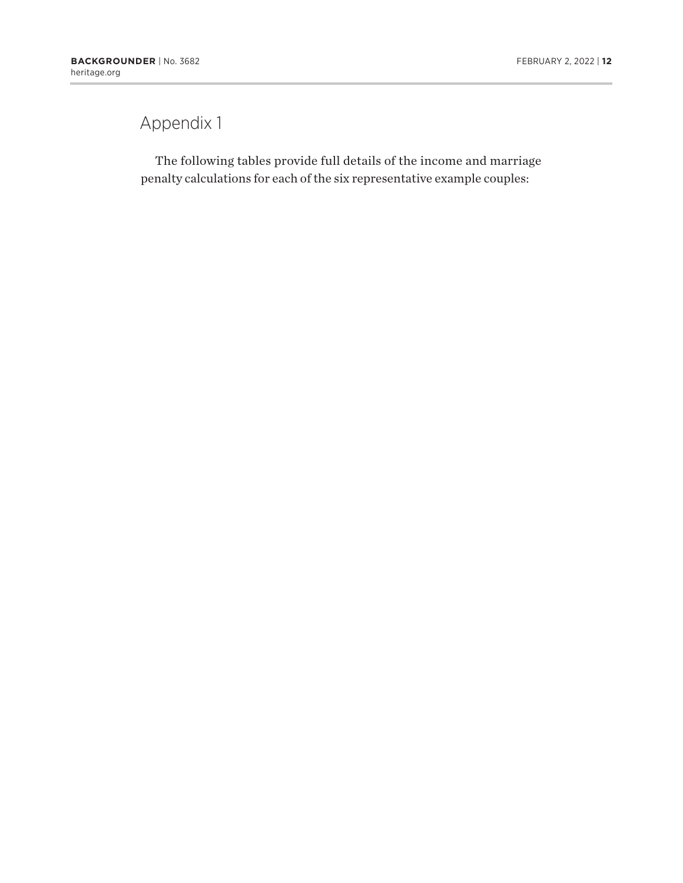# Appendix 1

The following tables provide full details of the income and marriage penalty calculations for each of the six representative example couples: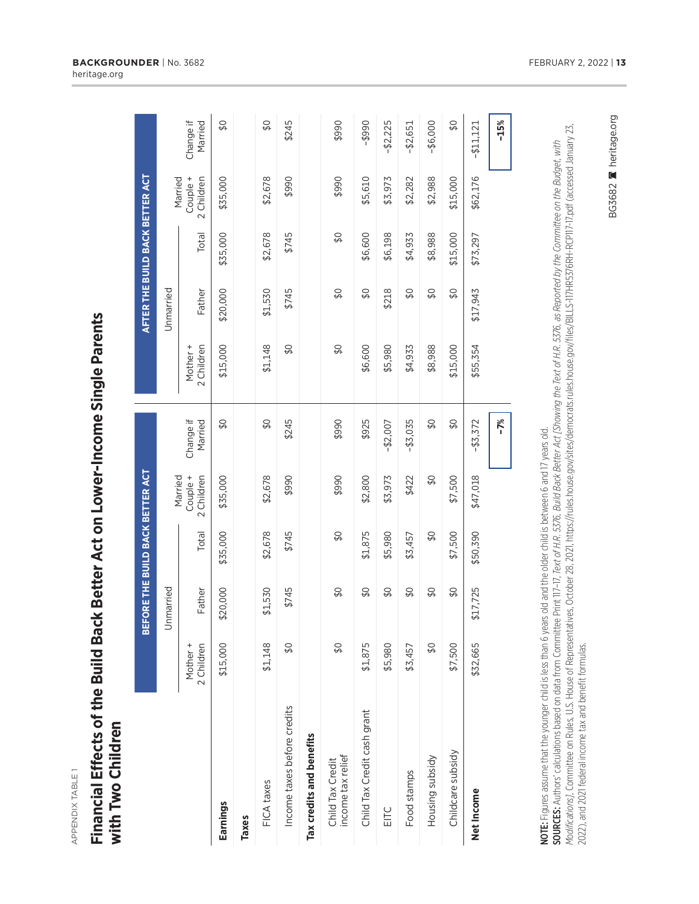APPENDIX TABLE 1

## Financial Effects of the Build Back Better Act on Lower-Income Single Parents with Two Children

| | BEFORE THE BUILD BACK BETTER ACT | | | | | AFTER THE BUILD BACK BETTER ACT | | | | |
|---|---|---|---|---|---|---|---|---|---|---|
| | Unmarried | | | | | Unmarried | | | | |
| | Mother + 2 Children | Father | Total | Married Couple + 2 Children | Change if Married | Mother + 2 Children | Father | Total | Married Couple + 2 Children | Change if Married |
| **Earnings** | $15,000 | $20,000 | $35,000 | $35,000 | $0 | $15,000 | $20,000 | $35,000 | $35,000 | $0 |
| **Taxes** | | | | | | | | | | |
| FICA taxes | $1,148 | $1,530 | $2,678 | $2,678 | $0 | $1,148 | $1,530 | $2,678 | $2,678 | $0 |
| Income taxes before credits | $0 | $745 | $745 | $990 | $245 | $0 | $745 | $745 | $990 | $245 |
| **Tax credits and benefits** | | | | | | | | | | |
| Child Tax Credit income tax relief | $0 | $0 | $0 | $990 | $990 | $0 | $0 | $0 | $990 | $990 |
| Child Tax Credit cash grant | $1,875 | $0 | $1,875 | $2,800 | $925 | $6,600 | $0 | $6,600 | $5,610 | –$990 |
| EITC | $5,980 | $0 | $5,980 | $3,973 | –$2,007 | $5,980 | $218 | $6,198 | $3,973 | –$2,225 |
| Food stamps | $3,457 | $0 | $3,457 | $422 | –$3,035 | $4,933 | $0 | $4,933 | $2,282 | –$2,651 |
| Housing subsidy | $0 | $0 | $0 | $0 | $0 | $8,988 | $0 | $8,988 | $2,988 | –$6,000 |
| Childcare subsidy | $7,500 | $0 | $7,500 | $7,500 | $0 | $15,000 | $0 | $15,000 | $15,000 | $0 |
| **Net Income** | $32,665 | $17,725 | $50,390 | $47,018 | –$3,372 | $55,354 | $17,943 | $73,297 | $62,176 | –$11,121 |
| | | | | | **–7%** | | | | | **–15%** |

**NOTE:** Figures assume that the younger child is less than 6 years old and the older child is between 6 and 17 years old.

**SOURCES:** Authors' calculations based on data from Committee Print 117–17, *Text of H.R. 5376, Build Back Better Act [Showing the Text of H.R. 5376, as Reported by the Committee on the Budget, with Modifications]*, Committee on Rules, U.S. House of Representatives, October 28, 2021, https://rules.house.gov/sites/democrats.rules.house.gov/files/BILLS-117HR5376RH-RCP117-17.pdf (accessed January 23, 2022), and 2021 federal income tax and benefit formulas.

BG3682 heritage.org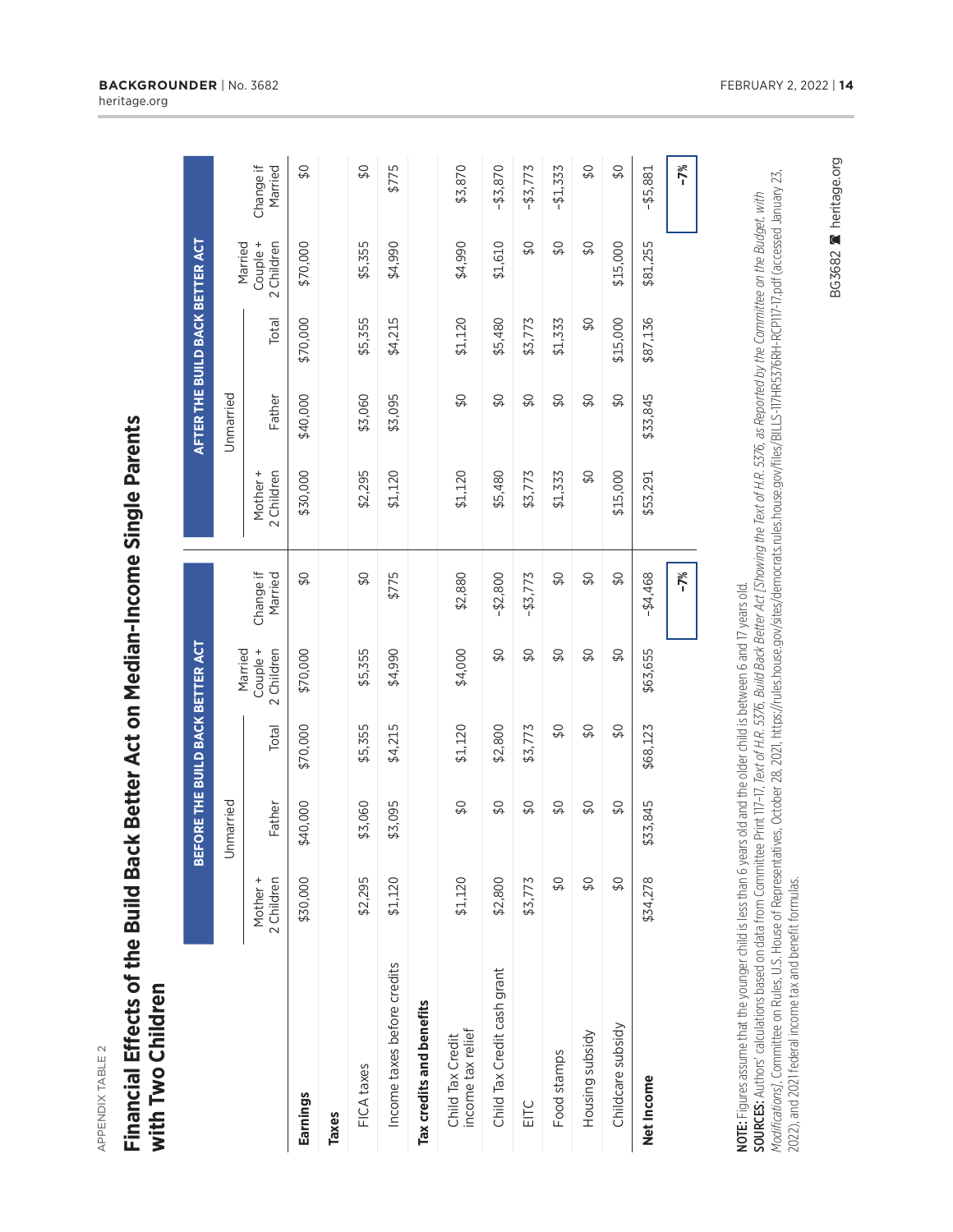APPENDIX TABLE 2

## Financial Effects of the Build Back Better Act on Median-Income Single Parents with Two Children

| | BEFORE THE BUILD BACK BETTER ACT | | | | | AFTER THE BUILD BACK BETTER ACT | | | | |
|---|---|---|---|---|---|---|---|---|---|---|
| | Unmarried | | | | | Unmarried | | | | |
| | Mother + 2 Children | Father | Total | Married Couple + 2 Children | Change if Married | Mother + 2 Children | Father | Total | Married Couple + 2 Children | Change if Married |
| **Earnings** | $30,000 | $40,000 | $70,000 | $70,000 | $0 | $30,000 | $40,000 | $70,000 | $70,000 | $0 |
| **Taxes** | | | | | | | | | | |
| FICA taxes | $2,295 | $3,060 | $5,355 | $5,355 | $0 | $2,295 | $3,060 | $5,355 | $5,355 | $0 |
| Income taxes before credits | $1,120 | $3,095 | $4,215 | $4,990 | $775 | $1,120 | $3,095 | $4,215 | $4,990 | $775 |
| **Tax credits and benefits** | | | | | | | | | | |
| Child Tax Credit income tax relief | $1,120 | $0 | $1,120 | $4,000 | $2,880 | $1,120 | $0 | $1,120 | $4,990 | $3,870 |
| Child Tax Credit cash grant | $2,800 | $0 | $2,800 | $0 | –$2,800 | $5,480 | $0 | $5,480 | $1,610 | –$3,870 |
| EITC | $3,773 | $0 | $3,773 | $0 | –$3,773 | $3,773 | $0 | $3,773 | $0 | –$3,773 |
| Food stamps | $0 | $0 | $0 | $0 | $0 | $1,333 | $0 | $1,333 | $0 | –$1,333 |
| Housing subsidy | $0 | $0 | $0 | $0 | $0 | $0 | $0 | $0 | $0 | $0 |
| Childcare subsidy | $0 | $0 | $0 | $0 | $0 | $15,000 | $0 | $15,000 | $15,000 | $0 |
| **Net Income** | $34,278 | $33,845 | $68,123 | $63,655 | –$4,468 | $53,291 | $33,845 | $87,136 | $81,255 | –$5,881 |
| | | | | | **–7%** | | | | | **–7%** |

**NOTE:** Figures assume that the younger child is less than 6 years old and the older child is between 6 and 17 years old.

**SOURCES:** Authors' calculations based on data from Committee Print 117–17, *Text of H.R. 5376, Build Back Better Act [Showing the Text of H.R. 5376, as Reported by the Committee on the Budget, with Modifications]*, Committee on Rules, U.S. House of Representatives, October 28, 2021, https://rules.house.gov/sites/democrats.rules.house.gov/files/BILLS-117HR5376RH-RCP117-17.pdf (accessed January 23, 2022), and 2021 federal income tax and benefit formulas.

BG3682 heritage.org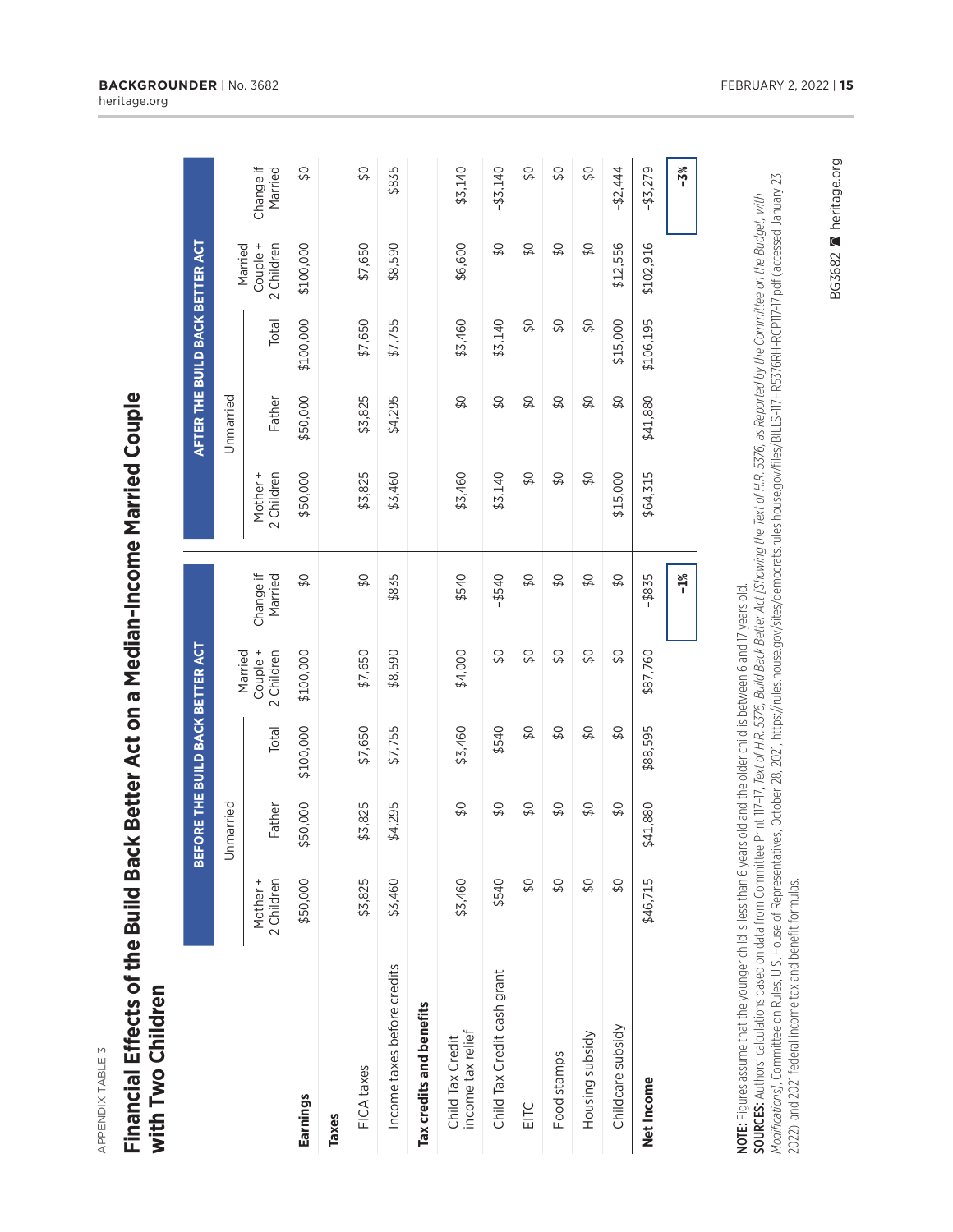APPENDIX TABLE 3

## Financial Effects of the Build Back Better Act on a Median-Income Married Couple with Two Children

| | BEFORE THE BUILD BACK BETTER ACT | | | | | AFTER THE BUILD BACK BETTER ACT | | | | |
|---|---|---|---|---|---|---|---|---|---|---|
| | Unmarried | | | | | Unmarried | | | | |
| | Mother + 2 Children | Father | Total | Married Couple + 2 Children | Change if Married | Mother + 2 Children | Father | Total | Married Couple + 2 Children | Change if Married |
| **Earnings** | $50,000 | $50,000 | $100,000 | $100,000 | $0 | $50,000 | $50,000 | $100,000 | $100,000 | $0 |
| **Taxes** | | | | | | | | | | |
| FICA taxes | $3,825 | $3,825 | $7,650 | $7,650 | $0 | $3,825 | $3,825 | $7,650 | $7,650 | $0 |
| Income taxes before credits | $3,460 | $4,295 | $7,755 | $8,590 | $835 | $3,460 | $4,295 | $7,755 | $8,590 | $835 |
| **Tax credits and benefits** | | | | | | | | | | |
| Child Tax Credit income tax relief | $3,460 | $0 | $3,460 | $4,000 | $540 | $3,460 | $0 | $3,460 | $6,600 | $3,140 |
| Child Tax Credit cash grant | $540 | $0 | $540 | $0 | –$540 | $3,140 | $0 | $3,140 | $0 | –$3,140 |
| EITC | $0 | $0 | $0 | $0 | $0 | $0 | $0 | $0 | $0 | $0 |
| Food stamps | $0 | $0 | $0 | $0 | $0 | $0 | $0 | $0 | $0 | $0 |
| Housing subsidy | $0 | $0 | $0 | $0 | $0 | $0 | $0 | $0 | $0 | $0 |
| Childcare subsidy | $0 | $0 | $0 | $0 | $0 | $15,000 | $0 | $15,000 | $12,556 | –$2,444 |
| **Net Income** | $46,715 | $41,880 | $88,595 | $87,760 | –$835 | $64,315 | $41,880 | $106,195 | $102,916 | –$3,279 |
| | | | | | **–1%** | | | | | **–3%** |

**NOTE:** Figures assume that the younger child is less than 6 years old and the older child is between 6 and 17 years old.

**SOURCES:** Authors' calculations based on data from Committee Print 117–17, *Text of H.R. 5376, Build Back Better Act [Showing the Text of H.R. 5376, as Reported by the Committee on the Budget, with Modifications]*, Committee on Rules, U.S. House of Representatives, October 28, 2021, https://rules.house.gov/sites/democrats.rules.house.gov/files/BILLS-117HR5376RH-RCP117-17.pdf (accessed January 23, 2022), and 2021 federal income tax and benefit formulas.

BG3682 heritage.org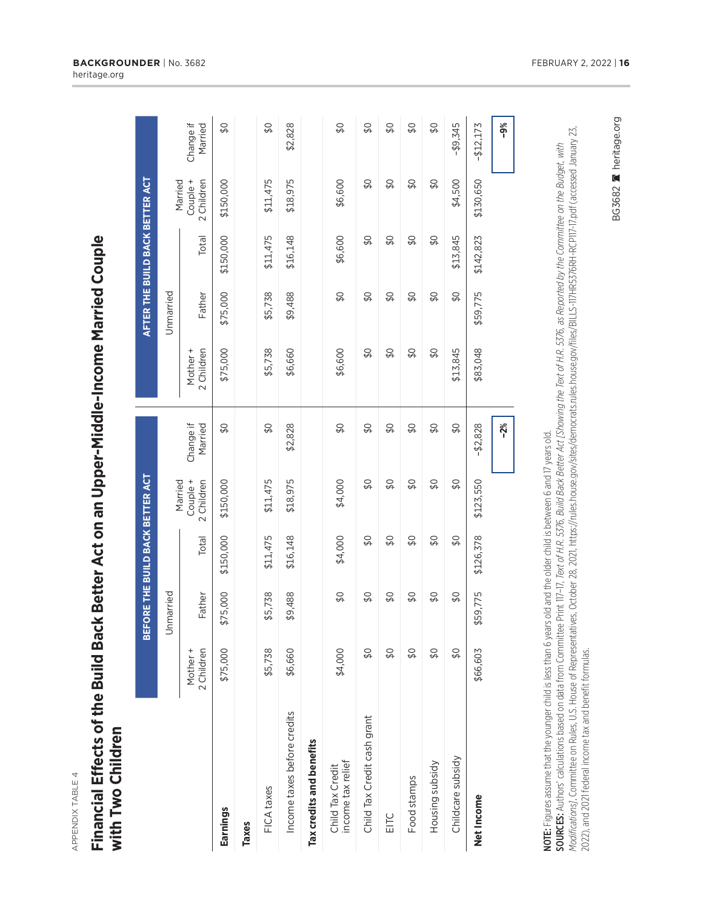APPENDIX TABLE 4

# Financial Effects of the Build Back Better Act on an Upper-Middle-Income Married Couple with Two Children

| | BEFORE THE BUILD BACK BETTER ACT | | | | | AFTER THE BUILD BACK BETTER ACT | | | | |
|---|---|---|---|---|---|---|---|---|---|---|
| | Unmarried | | | | | Unmarried | | | | |
| | Mother + 2 Children | Father | Total | Married Couple + 2 Children | Change if Married | Mother + 2 Children | Father | Total | Married Couple + 2 Children | Change if Married |
| **Earnings** | $75,000 | $75,000 | $150,000 | $150,000 | $0 | $75,000 | $75,000 | $150,000 | $150,000 | $0 |
| **Taxes** | | | | | | | | | | |
| FICA taxes | $5,738 | $5,738 | $11,475 | $11,475 | $0 | $5,738 | $5,738 | $11,475 | $11,475 | $0 |
| Income taxes before credits | $6,660 | $9,488 | $16,148 | $18,975 | $2,828 | $6,660 | $9,488 | $16,148 | $18,975 | $2,828 |
| **Tax credits and benefits** | | | | | | | | | | |
| Child Tax Credit income tax relief | $4,000 | $0 | $4,000 | $4,000 | $0 | $6,600 | $0 | $6,600 | $6,600 | $0 |
| Child Tax Credit cash grant | $0 | $0 | $0 | $0 | $0 | $0 | $0 | $0 | $0 | $0 |
| EITC | $0 | $0 | $0 | $0 | $0 | $0 | $0 | $0 | $0 | $0 |
| Food stamps | $0 | $0 | $0 | $0 | $0 | $0 | $0 | $0 | $0 | $0 |
| Housing subsidy | $0 | $0 | $0 | $0 | $0 | $0 | $0 | $0 | $0 | $0 |
| Childcare subsidy | $0 | $0 | $0 | $0 | $0 | $13,845 | $0 | $13,845 | $4,500 | –$9,345 |
| **Net Income** | $66,603 | $59,775 | $126,378 | $123,550 | –$2,828 | $83,048 | $59,775 | $142,823 | $130,650 | –$12,173 |
| | | | | | **–2%** | | | | | **–9%** |

**NOTE:** Figures assume that the younger child is less than 6 years old and the older child is between 6 and 17 years old.

**SOURCES:** Authors' calculations based on data from Committee Print 117–17, *Text of H.R. 5376, Build Back Better Act [Showing the Text of H.R. 5376, as Reported by the Committee on the Budget, with Modifications]*, Committee on Rules, U.S. House of Representatives, October 28, 2021, https://rules.house.gov/sites/democrats.rules.house.gov/files/BILLS-117HR5376RH-RCP117-17.pdf (accessed January 23, 2022), and 2021 federal income tax and benefit formulas.

BG3682 heritage.org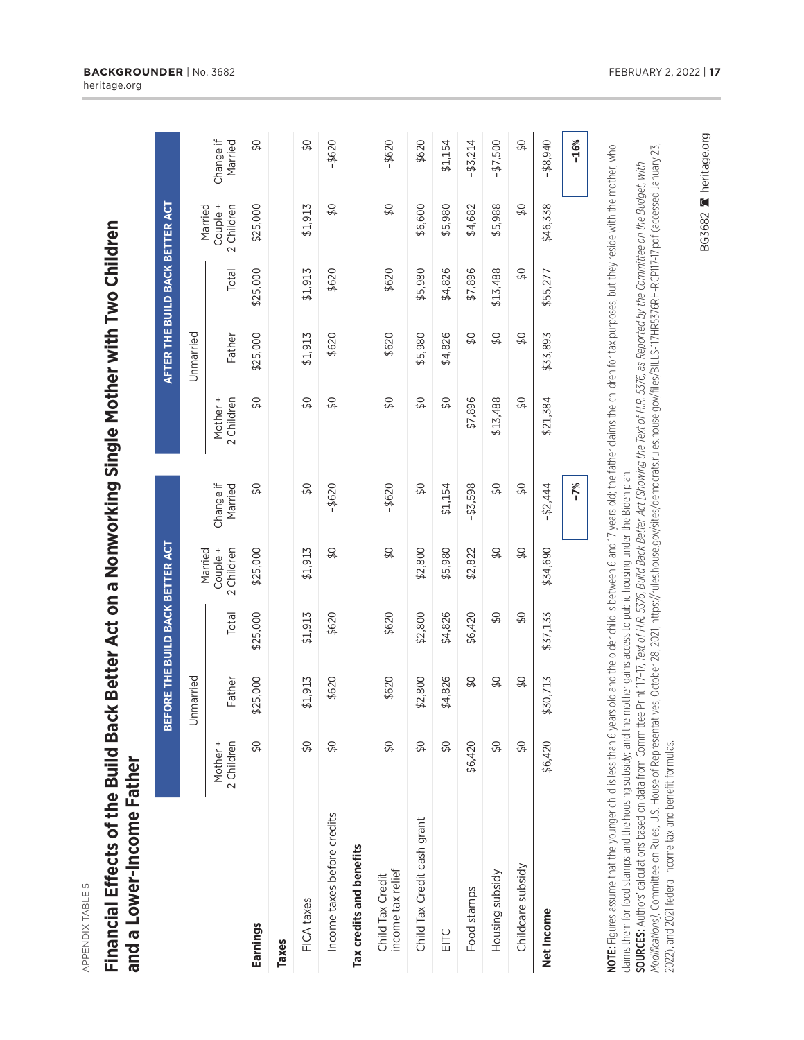APPENDIX TABLE 5

## Financial Effects of the Build Back Better Act on a Nonworking Single Mother with Two Children and a Lower-Income Father

| | BEFORE THE BUILD BACK BETTER ACT | | | | | AFTER THE BUILD BACK BETTER ACT | | | | |
|---|---|---|---|---|---|---|---|---|---|---|
| | Unmarried | | | | | Unmarried | | | | |
| | Mother + 2 Children | Father | Total | Married Couple + 2 Children | Change if Married | Mother + 2 Children | Father | Total | Married Couple + 2 Children | Change if Married |
| **Earnings** | $0 | $25,000 | $25,000 | $25,000 | $0 | $0 | $25,000 | $25,000 | $25,000 | $0 |
| **Taxes** | | | | | | | | | | |
| FICA taxes | $0 | $1,913 | $1,913 | $1,913 | $0 | $0 | $1,913 | $1,913 | $1,913 | $0 |
| Income taxes before credits | $0 | $620 | $620 | $0 | –$620 | $0 | $620 | $620 | $0 | –$620 |
| **Tax credits and benefits** | | | | | | | | | | |
| Child Tax Credit income tax relief | $0 | $620 | $620 | $0 | –$620 | $0 | $620 | $620 | $0 | –$620 |
| Child Tax Credit cash grant | $0 | $2,800 | $2,800 | $2,800 | $0 | $0 | $5,980 | $5,980 | $6,600 | $620 |
| EITC | $0 | $4,826 | $4,826 | $5,980 | $1,154 | $0 | $4,826 | $4,826 | $5,980 | $1,154 |
| Food stamps | $6,420 | $0 | $6,420 | $2,822 | –$3,598 | $7,896 | $0 | $7,896 | $4,682 | –$3,214 |
| Housing subsidy | $0 | $0 | $0 | $0 | $0 | $13,488 | $0 | $13,488 | $5,988 | –$7,500 |
| Childcare subsidy | $0 | $0 | $0 | $0 | $0 | $0 | $0 | $0 | $0 | $0 |
| **Net Income** | $6,420 | $30,713 | $37,133 | $34,690 | –$2,444 | $21,384 | $33,893 | $55,277 | $46,338 | –$8,940 |
| | | | | | **–7%** | | | | | **–16%** |

**NOTE:** Figures assume that the younger child is less than 6 years old and the older child is between 6 and 17 years old; the father claims the children for tax purposes, but they reside with the mother, who claims them for food stamps and the housing subsidy; and the mother gains access to public housing under the Biden plan.

**SOURCES:** Authors' calculations based on data from Committee Print 117–17, *Text of H.R. 5376, Build Back Better Act [Showing the Text of H.R. 5376, as Reported by the Committee on the Budget, with Modifications]*, Committee on Rules, U.S. House of Representatives, October 28, 2021, https://rules.house.gov/sites/democrats.rules.house.gov/files/BILLS-117HR5376RH-RCP117-17.pdf (accessed January 23, 2022), and 2021 federal income tax and benefit formulas.

BG3682 heritage.org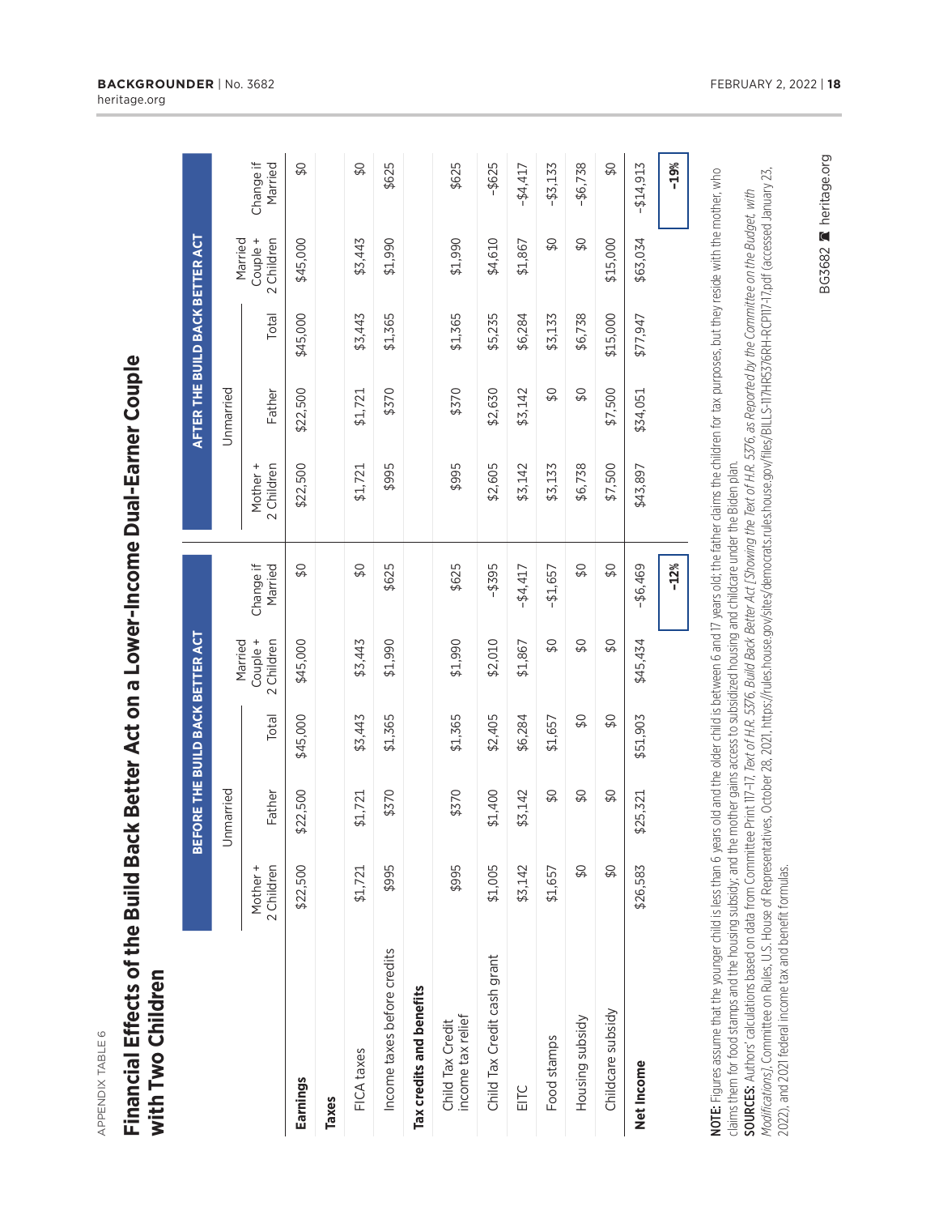APPENDIX TABLE 6

# Financial Effects of the Build Back Better Act on a Lower-Income Dual-Earner Couple with Two Children

| | BEFORE THE BUILD BACK BETTER ACT | | | | | AFTER THE BUILD BACK BETTER ACT | | | | |
|---|---|---|---|---|---|---|---|---|---|---|
| | Unmarried | | | | | Unmarried | | | | |
| | Mother + 2 Children | Father | Total | Married Couple + 2 Children | Change if Married | Mother + 2 Children | Father | Total | Married Couple + 2 Children | Change if Married |
| **Earnings** | $22,500 | $22,500 | $45,000 | $45,000 | $0 | $22,500 | $22,500 | $45,000 | $45,000 | $0 |
| **Taxes** | | | | | | | | | | |
| FICA taxes | $1,721 | $1,721 | $3,443 | $3,443 | $0 | $1,721 | $1,721 | $3,443 | $3,443 | $0 |
| Income taxes before credits | $995 | $370 | $1,365 | $1,990 | $625 | $995 | $370 | $1,365 | $1,990 | $625 |
| **Tax credits and benefits** | | | | | | | | | | |
| Child Tax Credit income tax relief | $995 | $370 | $1,365 | $1,990 | $625 | $995 | $370 | $1,365 | $1,990 | $625 |
| Child Tax Credit cash grant | $1,005 | $1,400 | $2,405 | $2,010 | –$395 | $2,605 | $2,630 | $5,235 | $4,610 | –$625 |
| EITC | $3,142 | $3,142 | $6,284 | $1,867 | –$4,417 | $3,142 | $3,142 | $6,284 | $1,867 | –$4,417 |
| Food stamps | $1,657 | $0 | $1,657 | $0 | –$1,657 | $3,133 | $0 | $3,133 | $0 | –$3,133 |
| Housing subsidy | $0 | $0 | $0 | $0 | $0 | $6,738 | $0 | $6,738 | $0 | –$6,738 |
| Childcare subsidy | $0 | $0 | $0 | $0 | $0 | $7,500 | $7,500 | $15,000 | $15,000 | $0 |
| **Net Income** | $26,583 | $25,321 | $51,903 | $45,434 | –$6,469 | $43,897 | $34,051 | $77,947 | $63,034 | –$14,913 |
| | | | | | **–12%** | | | | | **–19%** |

**NOTE:** Figures assume that the younger child is less than 6 years old and the older child is between 6 and 17 years old; the father claims the children for tax purposes, but they reside with the mother, who claims them for food stamps and the housing subsidy; and the mother gains access to subsidized housing and childcare under the Biden plan.

**SOURCES:** Authors' calculations based on data from Committee Print 117–17, *Text of H.R. 5376, Build Back Better Act [Showing the Text of H.R. 5376, as Reported by the Committee on the Budget, with Modifications]*, Committee on Rules, U.S. House of Representatives, October 28, 2021, https://rules.house.gov/sites/democrats.rules.house.gov/files/BILLS-117HR5376RH-RCP117-17.pdf (accessed January 23, 2022), and 2021 federal income tax and benefit formulas.

BG3682 heritage.org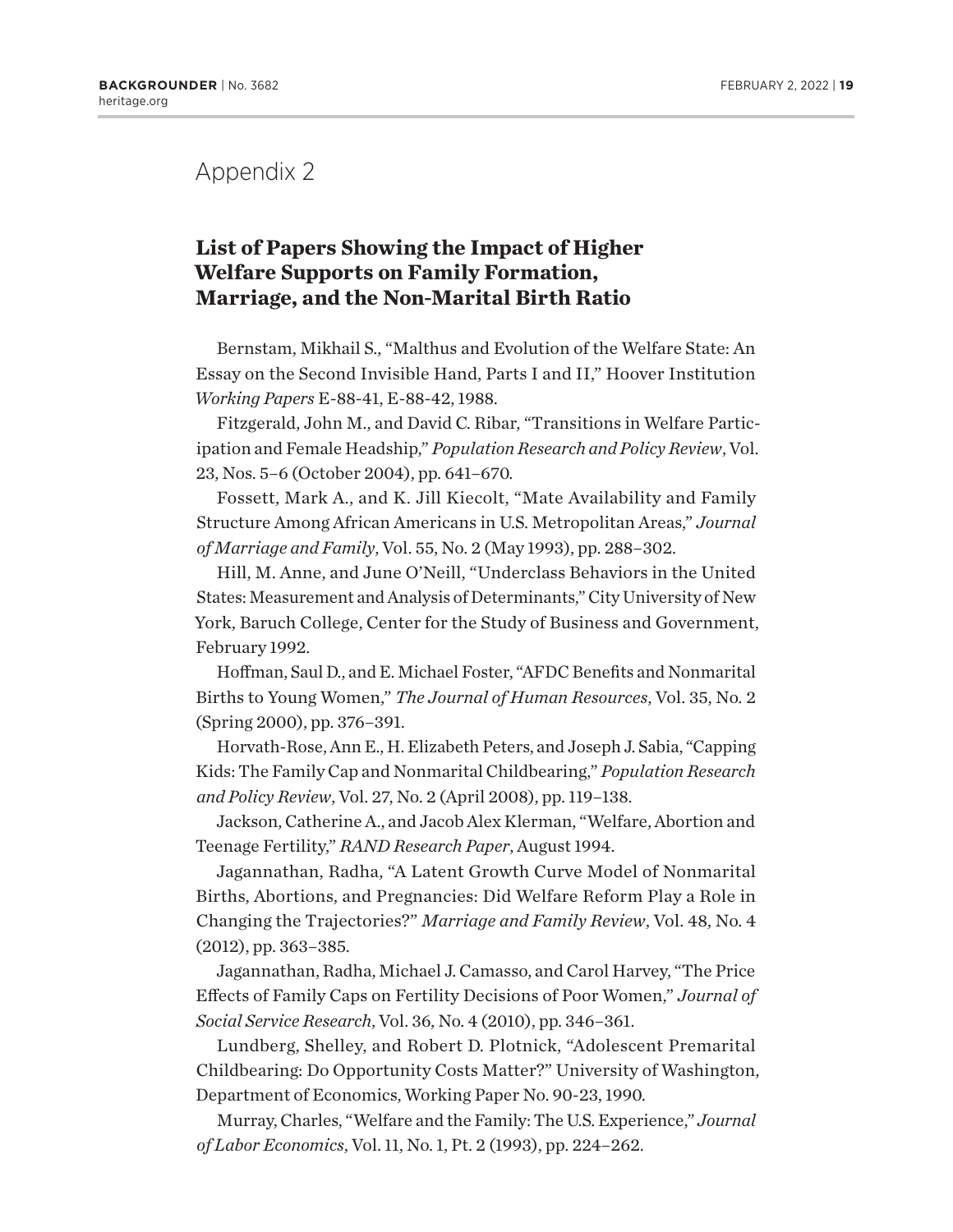# Appendix 2

## List of Papers Showing the Impact of Higher Welfare Supports on Family Formation, Marriage, and the Non-Marital Birth Ratio

Bernstam, Mikhail S., "Malthus and Evolution of the Welfare State: An Essay on the Second Invisible Hand, Parts I and II," Hoover Institution *Working Papers* E-88-41, E-88-42, 1988.

Fitzgerald, John M., and David C. Ribar, "Transitions in Welfare Participation and Female Headship," *Population Research and Policy Review*, Vol. 23, Nos. 5–6 (October 2004), pp. 641–670.

Fossett, Mark A., and K. Jill Kiecolt, "Mate Availability and Family Structure Among African Americans in U.S. Metropolitan Areas," *Journal of Marriage and Family*, Vol. 55, No. 2 (May 1993), pp. 288–302.

Hill, M. Anne, and June O'Neill, "Underclass Behaviors in the United States: Measurement and Analysis of Determinants," City University of New York, Baruch College, Center for the Study of Business and Government, February 1992.

Hoffman, Saul D., and E. Michael Foster, "AFDC Benefits and Nonmarital Births to Young Women," *The Journal of Human Resources*, Vol. 35, No. 2 (Spring 2000), pp. 376–391.

Horvath-Rose, Ann E., H. Elizabeth Peters, and Joseph J. Sabia, "Capping Kids: The Family Cap and Nonmarital Childbearing," *Population Research and Policy Review*, Vol. 27, No. 2 (April 2008), pp. 119–138.

Jackson, Catherine A., and Jacob Alex Klerman, "Welfare, Abortion and Teenage Fertility," *RAND Research Paper*, August 1994.

Jagannathan, Radha, "A Latent Growth Curve Model of Nonmarital Births, Abortions, and Pregnancies: Did Welfare Reform Play a Role in Changing the Trajectories?" *Marriage and Family Review*, Vol. 48, No. 4 (2012), pp. 363–385.

Jagannathan, Radha, Michael J. Camasso, and Carol Harvey, "The Price Effects of Family Caps on Fertility Decisions of Poor Women," *Journal of Social Service Research*, Vol. 36, No. 4 (2010), pp. 346–361.

Lundberg, Shelley, and Robert D. Plotnick, "Adolescent Premarital Childbearing: Do Opportunity Costs Matter?" University of Washington, Department of Economics, Working Paper No. 90-23, 1990.

Murray, Charles, "Welfare and the Family: The U.S. Experience," *Journal of Labor Economics*, Vol. 11, No. 1, Pt. 2 (1993), pp. 224–262.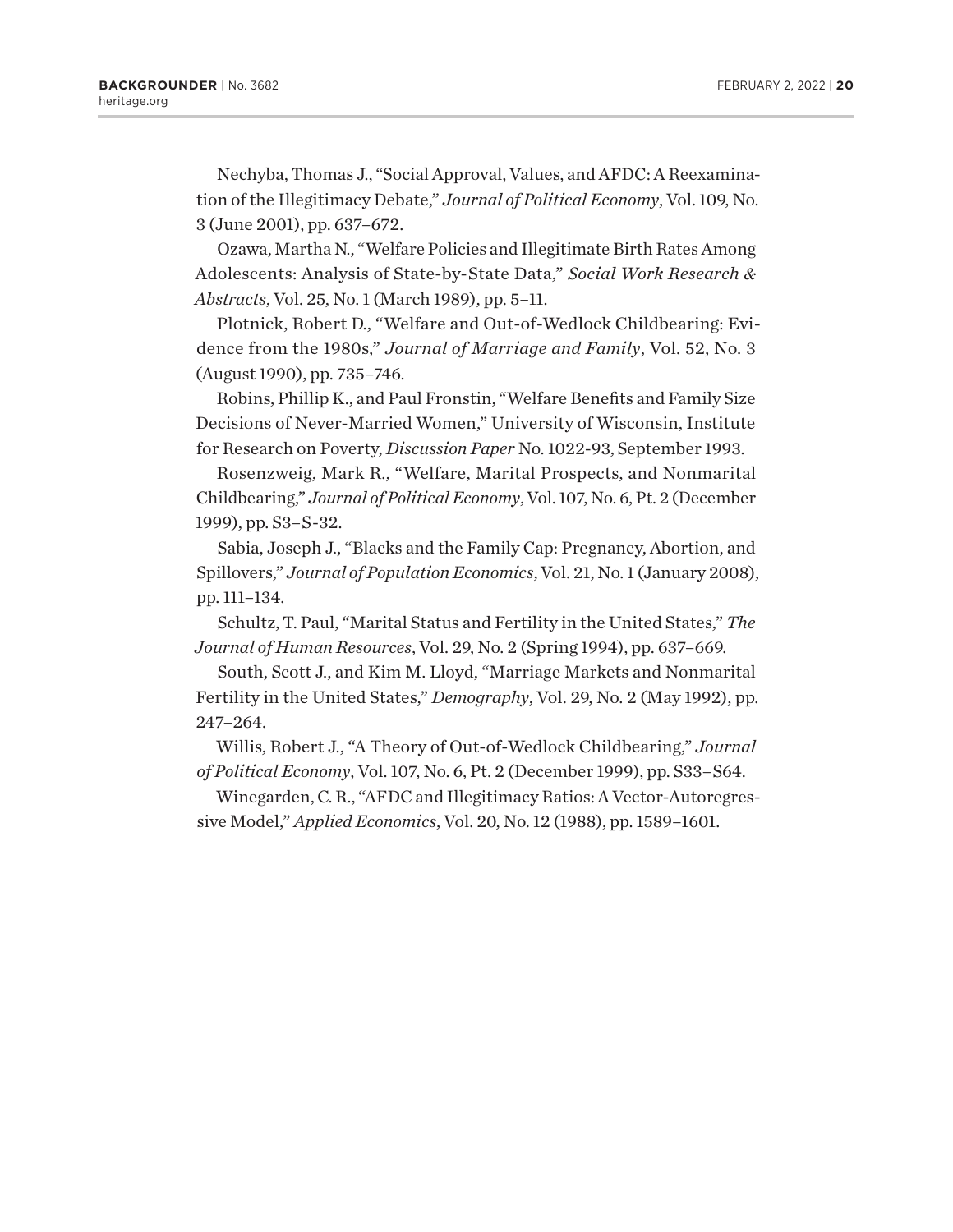Nechyba, Thomas J., "Social Approval, Values, and AFDC: A Reexamination of the Illegitimacy Debate," *Journal of Political Economy*, Vol. 109, No. 3 (June 2001), pp. 637–672.

Ozawa, Martha N., "Welfare Policies and Illegitimate Birth Rates Among Adolescents: Analysis of State-by-State Data," *Social Work Research & Abstracts*, Vol. 25, No. 1 (March 1989), pp. 5–11.

Plotnick, Robert D., "Welfare and Out-of-Wedlock Childbearing: Evidence from the 1980s," *Journal of Marriage and Family*, Vol. 52, No. 3 (August 1990), pp. 735–746.

Robins, Phillip K., and Paul Fronstin, "Welfare Benefits and Family Size Decisions of Never-Married Women," University of Wisconsin, Institute for Research on Poverty, *Discussion Paper* No. 1022-93, September 1993.

Rosenzweig, Mark R., "Welfare, Marital Prospects, and Nonmarital Childbearing," *Journal of Political Economy*, Vol. 107, No. 6, Pt. 2 (December 1999), pp. S3–S-32.

Sabia, Joseph J., "Blacks and the Family Cap: Pregnancy, Abortion, and Spillovers," *Journal of Population Economics*, Vol. 21, No. 1 (January 2008), pp. 111–134.

Schultz, T. Paul, "Marital Status and Fertility in the United States," *The Journal of Human Resources*, Vol. 29, No. 2 (Spring 1994), pp. 637–669.

South, Scott J., and Kim M. Lloyd, "Marriage Markets and Nonmarital Fertility in the United States," *Demography*, Vol. 29, No. 2 (May 1992), pp. 247–264.

Willis, Robert J., "A Theory of Out-of-Wedlock Childbearing," *Journal of Political Economy*, Vol. 107, No. 6, Pt. 2 (December 1999), pp. S33–S64.

Winegarden, C. R., "AFDC and Illegitimacy Ratios: A Vector-Autoregressive Model," *Applied Economics*, Vol. 20, No. 12 (1988), pp. 1589–1601.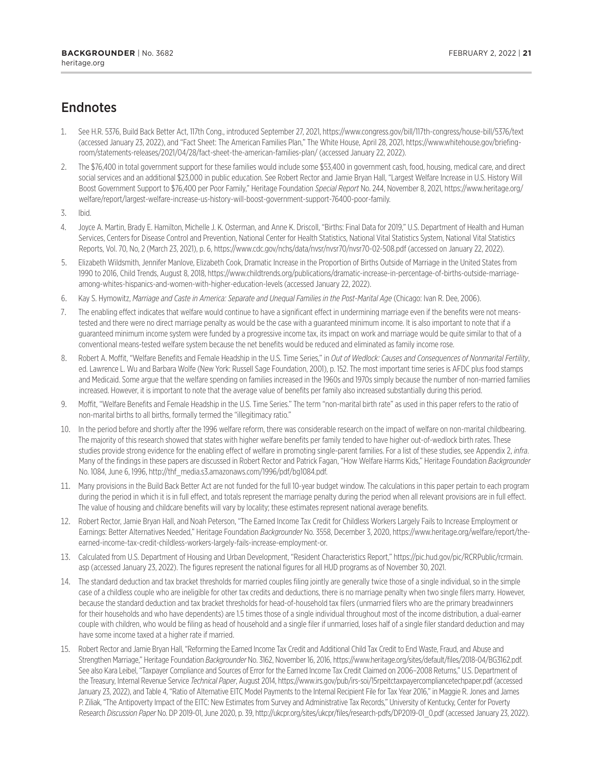## Endnotes

1. See H.R. 5376, Build Back Better Act, 117th Cong., introduced September 27, 2021, https://www.congress.gov/bill/117th-congress/house-bill/5376/text (accessed January 23, 2022), and "Fact Sheet: The American Families Plan," The White House, April 28, 2021, https://www.whitehouse.gov/briefing-room/statements-releases/2021/04/28/fact-sheet-the-american-families-plan/ (accessed January 22, 2022).
2. The $76,400 in total government support for these families would include some $53,400 in government cash, food, housing, medical care, and direct social services and an additional $23,000 in public education. See Robert Rector and Jamie Bryan Hall, "Largest Welfare Increase in U.S. History Will Boost Government Support to $76,400 per Poor Family," Heritage Foundation *Special Report* No. 244, November 8, 2021, https://www.heritage.org/welfare/report/largest-welfare-increase-us-history-will-boost-government-support-76400-poor-family.
3. Ibid.
4. Joyce A. Martin, Brady E. Hamilton, Michelle J. K. Osterman, and Anne K. Driscoll, "Births: Final Data for 2019," U.S. Department of Health and Human Services, Centers for Disease Control and Prevention, National Center for Health Statistics, National Vital Statistics System, National Vital Statistics Reports, Vol. 70, No, 2 (March 23, 2021), p. 6, https://www.cdc.gov/nchs/data/nvsr/nvsr70/nvsr70-02-508.pdf (accessed on January 22, 2022).
5. Elizabeth Wildsmith, Jennifer Manlove, Elizabeth Cook, Dramatic Increase in the Proportion of Births Outside of Marriage in the United States from 1990 to 2016, Child Trends, August 8, 2018, https://www.childtrends.org/publications/dramatic-increase-in-percentage-of-births-outside-marriage-among-whites-hispanics-and-women-with-higher-education-levels (accessed January 22, 2022).
6. Kay S. Hymowitz, *Marriage and Caste in America: Separate and Unequal Families in the Post-Marital Age* (Chicago: Ivan R. Dee, 2006).
7. The enabling effect indicates that welfare would continue to have a significant effect in undermining marriage even if the benefits were not means-tested and there were no direct marriage penalty as would be the case with a guaranteed minimum income. It is also important to note that if a guaranteed minimum income system were funded by a progressive income tax, its impact on work and marriage would be quite similar to that of a conventional means-tested welfare system because the net benefits would be reduced and eliminated as family income rose.
8. Robert A. Moffit, "Welfare Benefits and Female Headship in the U.S. Time Series," in *Out of Wedlock: Causes and Consequences of Nonmarital Fertility*, ed. Lawrence L. Wu and Barbara Wolfe (New York: Russell Sage Foundation, 2001), p. 152. The most important time series is AFDC plus food stamps and Medicaid. Some argue that the welfare spending on families increased in the 1960s and 1970s simply because the number of non-married families increased. However, it is important to note that the average value of benefits per family also increased substantially during this period.
9. Moffit, "Welfare Benefits and Female Headship in the U.S. Time Series." The term "non-marital birth rate" as used in this paper refers to the ratio of non-marital births to all births, formally termed the "illegitimacy ratio."
10. In the period before and shortly after the 1996 welfare reform, there was considerable research on the impact of welfare on non-marital childbearing. The majority of this research showed that states with higher welfare benefits per family tended to have higher out-of-wedlock birth rates. These studies provide strong evidence for the enabling effect of welfare in promoting single-parent families. For a list of these studies, see Appendix 2, *infra*. Many of the findings in these papers are discussed in Robert Rector and Patrick Fagan, "How Welfare Harms Kids," Heritage Foundation *Backgrounder* No. 1084, June 6, 1996, http://thf_media.s3.amazonaws.com/1996/pdf/bg1084.pdf.
11. Many provisions in the Build Back Better Act are not funded for the full 10-year budget window. The calculations in this paper pertain to each program during the period in which it is in full effect, and totals represent the marriage penalty during the period when all relevant provisions are in full effect. The value of housing and childcare benefits will vary by locality; these estimates represent national average benefits.
12. Robert Rector, Jamie Bryan Hall, and Noah Peterson, "The Earned Income Tax Credit for Childless Workers Largely Fails to Increase Employment or Earnings: Better Alternatives Needed," Heritage Foundation *Backgrounder* No. 3558, December 3, 2020, https://www.heritage.org/welfare/report/the-earned-income-tax-credit-childless-workers-largely-fails-increase-employment-or.
13. Calculated from U.S. Department of Housing and Urban Development, "Resident Characteristics Report," https://pic.hud.gov/pic/RCRPublic/rcrmain.asp (accessed January 23, 2022). The figures represent the national figures for all HUD programs as of November 30, 2021.
14. The standard deduction and tax bracket thresholds for married couples filing jointly are generally twice those of a single individual, so in the simple case of a childless couple who are ineligible for other tax credits and deductions, there is no marriage penalty when two single filers marry. However, because the standard deduction and tax bracket thresholds for head-of-household tax filers (unmarried filers who are the primary breadwinners for their households and who have dependents) are 1.5 times those of a single individual throughout most of the income distribution, a dual-earner couple with children, who would be filing as head of household and a single filer if unmarried, loses half of a single filer standard deduction and may have some income taxed at a higher rate if married.
15. Robert Rector and Jamie Bryan Hall, "Reforming the Earned Income Tax Credit and Additional Child Tax Credit to End Waste, Fraud, and Abuse and Strengthen Marriage," Heritage Foundation *Backgrounder* No. 3162, November 16, 2016, https://www.heritage.org/sites/default/files/2018-04/BG3162.pdf. See also Kara Leibel, "Taxpayer Compliance and Sources of Error for the Earned Income Tax Credit Claimed on 2006–2008 Returns," U.S. Department of the Treasury, Internal Revenue Service *Technical Paper*, August 2014, https://www.irs.gov/pub/irs-soi/15rpeitctaxpayercompliancetechpaper.pdf (accessed January 23, 2022), and Table 4, "Ratio of Alternative EITC Model Payments to the Internal Recipient File for Tax Year 2016," in Maggie R. Jones and James P. Ziliak, "The Antipoverty Impact of the EITC: New Estimates from Survey and Administrative Tax Records," University of Kentucky, Center for Poverty Research *Discussion Paper* No. DP 2019-01, June 2020, p. 39, http://ukcpr.org/sites/ukcpr/files/research-pdfs/DP2019-01_0.pdf (accessed January 23, 2022).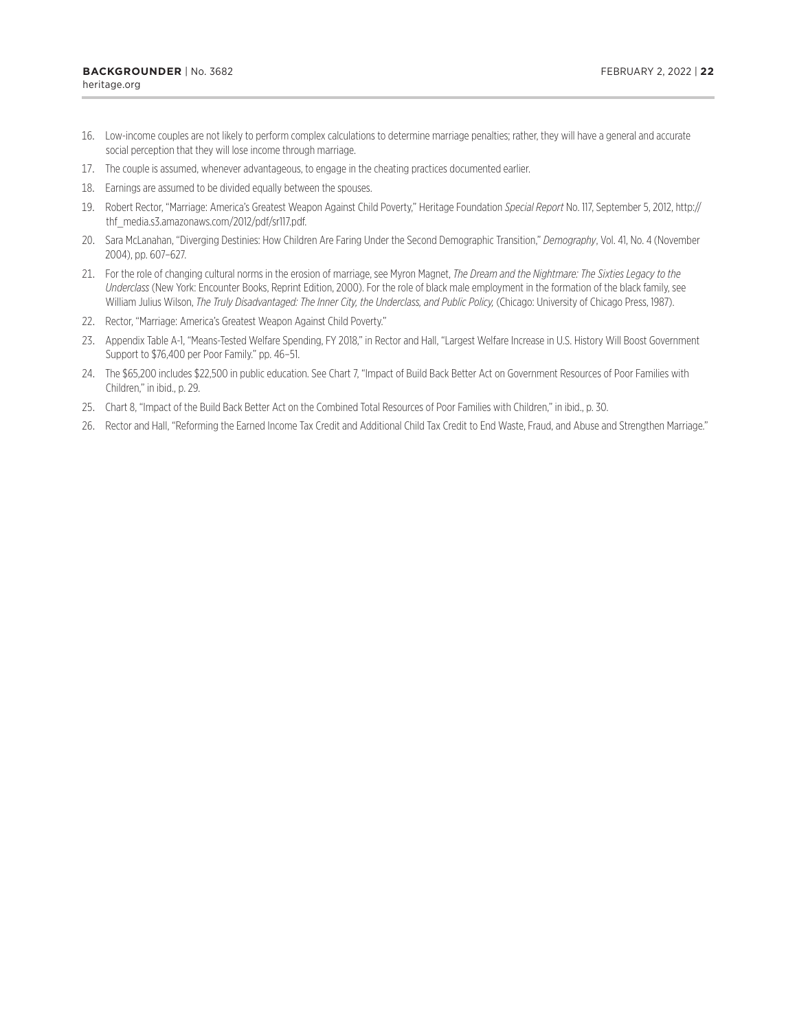16. Low-income couples are not likely to perform complex calculations to determine marriage penalties; rather, they will have a general and accurate social perception that they will lose income through marriage.
17. The couple is assumed, whenever advantageous, to engage in the cheating practices documented earlier.
18. Earnings are assumed to be divided equally between the spouses.
19. Robert Rector, "Marriage: America's Greatest Weapon Against Child Poverty," Heritage Foundation *Special Report* No. 117, September 5, 2012, http://thf_media.s3.amazonaws.com/2012/pdf/sr117.pdf.
20. Sara McLanahan, "Diverging Destinies: How Children Are Faring Under the Second Demographic Transition," *Demography*, Vol. 41, No. 4 (November 2004), pp. 607–627.
21. For the role of changing cultural norms in the erosion of marriage, see Myron Magnet, *The Dream and the Nightmare: The Sixties Legacy to the Underclass* (New York: Encounter Books, Reprint Edition, 2000). For the role of black male employment in the formation of the black family, see William Julius Wilson, *The Truly Disadvantaged: The Inner City, the Underclass, and Public Policy,* (Chicago: University of Chicago Press, 1987).
22. Rector, "Marriage: America's Greatest Weapon Against Child Poverty."
23. Appendix Table A-1, "Means-Tested Welfare Spending, FY 2018," in Rector and Hall, "Largest Welfare Increase in U.S. History Will Boost Government Support to $76,400 per Poor Family." pp. 46–51.
24. The $65,200 includes $22,500 in public education. See Chart 7, "Impact of Build Back Better Act on Government Resources of Poor Families with Children," in ibid., p. 29.
25. Chart 8, "Impact of the Build Back Better Act on the Combined Total Resources of Poor Families with Children," in ibid., p. 30.
26. Rector and Hall, "Reforming the Earned Income Tax Credit and Additional Child Tax Credit to End Waste, Fraud, and Abuse and Strengthen Marriage."